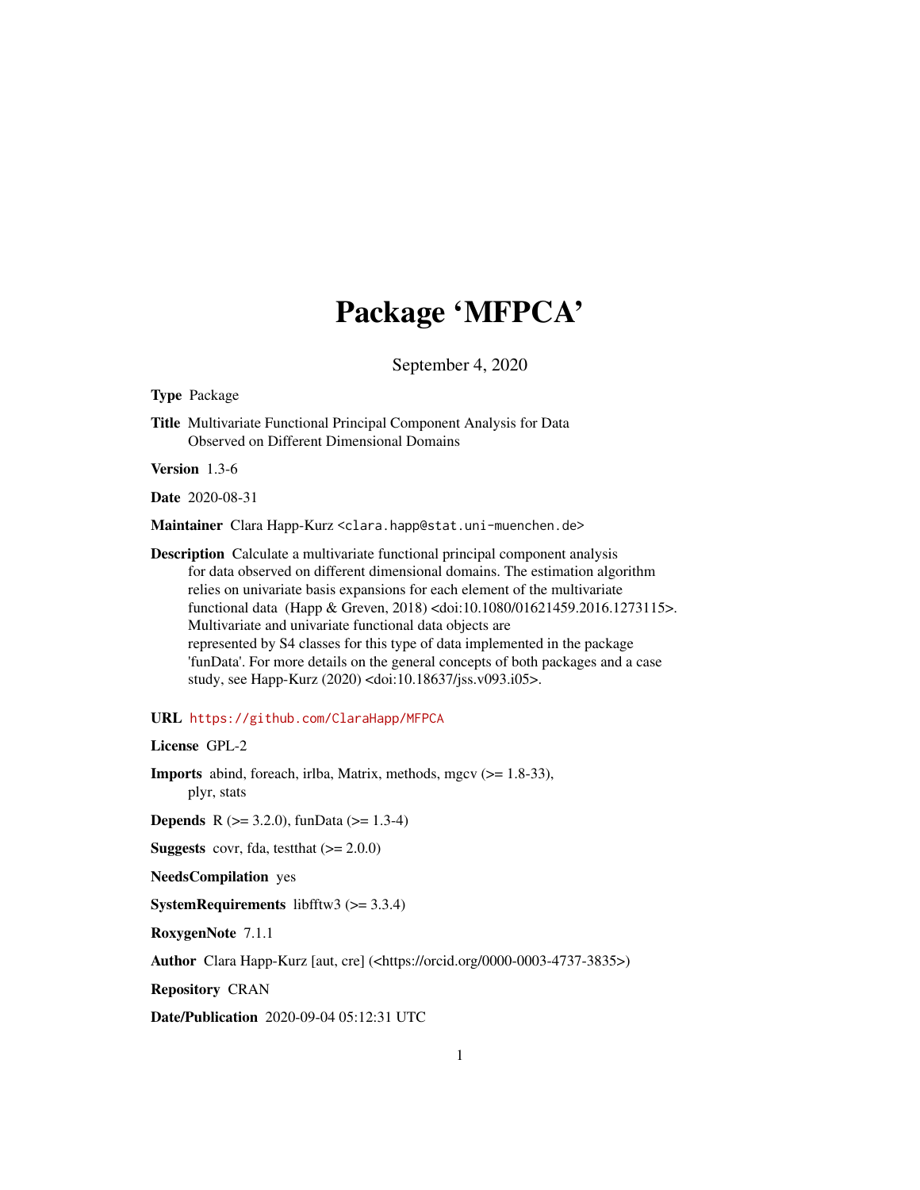# Package 'MFPCA'

September 4, 2020

**Type** Package

**Title** Multivariate Functional Principal Component Analysis for Data Observed on Different Dimensional Domains

**Version** 1.3-6

**Date** 2020-08-31

**Maintainer** Clara Happ-Kurz <clara.happ@stat.uni-muenchen.de>

**Description** Calculate a multivariate functional principal component analysis for data observed on different dimensional domains. The estimation algorithm relies on univariate basis expansions for each element of the multivariate functional data (Happ & Greven, 2018) <doi:10.1080/01621459.2016.1273115>. Multivariate and univariate functional data objects are represented by S4 classes for this type of data implemented in the package 'funData'. For more details on the general concepts of both packages and a case study, see Happ-Kurz (2020) <doi:10.18637/jss.v093.i05>.

**URL** https://github.com/ClaraHapp/MFPCA

**License** GPL-2

**Imports** abind, foreach, irlba, Matrix, methods, mgcv (>= 1.8-33), plyr, stats

**Depends** R (>= 3.2.0), funData (>= 1.3-4)

**Suggests** covr, fda, testthat (>= 2.0.0)

**NeedsCompilation** yes

**SystemRequirements** libfftw3 (>= 3.3.4)

**RoxygenNote** 7.1.1

**Author** Clara Happ-Kurz [aut, cre] (<https://orcid.org/0000-0003-4737-3835>)

**Repository** CRAN

**Date/Publication** 2020-09-04 05:12:31 UTC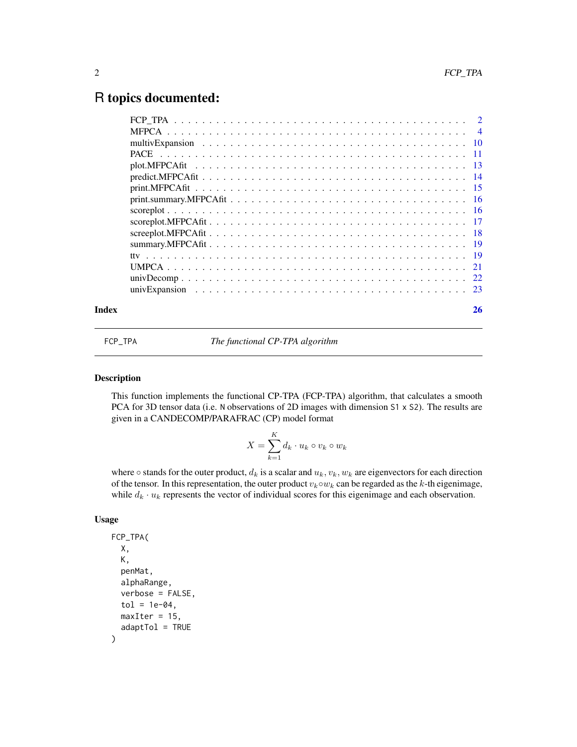# R topics documented:

| | |
|---|---|
| FCP_TPA | 2 |
| MFPCA | 4 |
| multivExpansion | 10 |
| PACE | 11 |
| plot.MFPCAfit | 13 |
| predict.MFPCAfit | 14 |
| print.MFPCAfit | 15 |
| print.summary.MFPCAfit | 16 |
| scoreplot | 16 |
| scoreplot.MFPCAfit | 17 |
| screeplot.MFPCAfit | 18 |
| summary.MFPCAfit | 19 |
| ttv | 19 |
| UMPCA | 21 |
| univDecomp | 22 |
| univExpansion | 23 |
| **Index** | **26** |

---

FCP_TPA &nbsp;&nbsp;&nbsp;&nbsp;&nbsp;&nbsp;&nbsp;&nbsp; *The functional CP-TPA algorithm*

---

### Description

This function implements the functional CP-TPA (FCP-TPA) algorithm, that calculates a smooth PCA for 3D tensor data (i.e. `N` observations of 2D images with dimension `S1 x S2`). The results are given in a CANDECOMP/PARAFRAC (CP) model format

$$X = \sum_{k=1}^{K} d_k \cdot u_k \circ v_k \circ w_k$$

where $\circ$ stands for the outer product, $d_k$ is a scalar and $u_k, v_k, w_k$ are eigenvectors for each direction of the tensor. In this representation, the outer product $v_k \circ w_k$ can be regarded as the $k$-th eigenimage, while $d_k \cdot u_k$ represents the vector of individual scores for this eigenimage and each observation.

### Usage

```
FCP_TPA(
  X,
  K,
  penMat,
  alphaRange,
  verbose = FALSE,
  tol = 1e-04,
  maxIter = 15,
  adaptTol = TRUE
)
```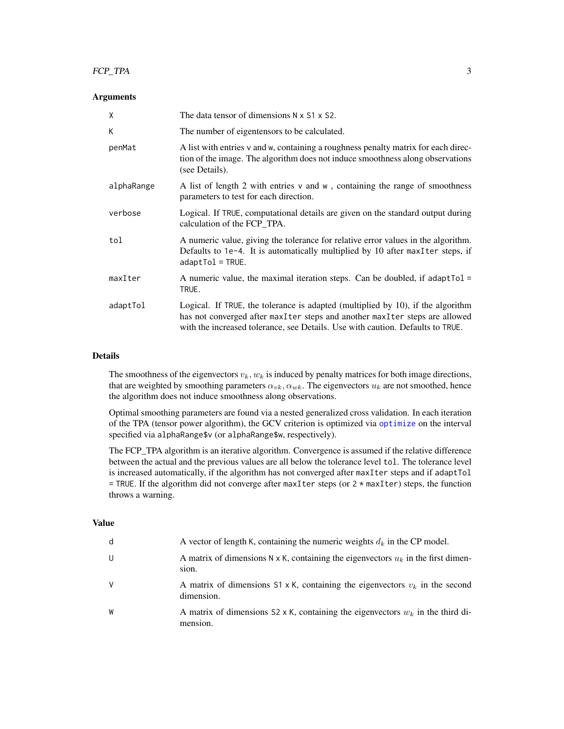## Arguments

| | |
|---|---|
| `X` | The data tensor of dimensions `N x S1 x S2`. |
| `K` | The number of eigentensors to be calculated. |
| `penMat` | A list with entries `v` and `w`, containing a roughness penalty matrix for each direction of the image. The algorithm does not induce smoothness along observations (see Details). |
| `alphaRange` | A list of length 2 with entries `v` and `w` , containing the range of smoothness parameters to test for each direction. |
| `verbose` | Logical. If `TRUE`, computational details are given on the standard output during calculation of the FCP_TPA. |
| `tol` | A numeric value, giving the tolerance for relative error values in the algorithm. Defaults to `1e-4`. It is automatically multiplied by 10 after `maxIter` steps, if `adaptTol = TRUE`. |
| `maxIter` | A numeric value, the maximal iteration steps. Can be doubled, if `adaptTol = TRUE`. |
| `adaptTol` | Logical. If `TRUE`, the tolerance is adapted (multiplied by 10), if the algorithm has not converged after `maxIter` steps and another `maxIter` steps are allowed with the increased tolerance, see Details. Use with caution. Defaults to `TRUE`. |

## Details

The smoothness of the eigenvectors $v_k, w_k$ is induced by penalty matrices for both image directions, that are weighted by smoothing parameters $\alpha_{vk}, \alpha_{wk}$. The eigenvectors $u_k$ are not smoothed, hence the algorithm does not induce smoothness along observations.

Optimal smoothing parameters are found via a nested generalized cross validation. In each iteration of the TPA (tensor power algorithm), the GCV criterion is optimized via `optimize` on the interval specified via `alphaRange$v` (or `alphaRange$w`, respectively).

The FCP_TPA algorithm is an iterative algorithm. Convergence is assumed if the relative difference between the actual and the previous values are all below the tolerance level `tol`. The tolerance level is increased automatically, if the algorithm has not converged after `maxIter` steps and if `adaptTol = TRUE`. If the algorithm did not converge after `maxIter` steps (or `2 * maxIter`) steps, the function throws a warning.

## Value

| | |
|---|---|
| `d` | A vector of length `K`, containing the numeric weights $d_k$ in the CP model. |
| `U` | A matrix of dimensions `N x K`, containing the eigenvectors $u_k$ in the first dimension. |
| `V` | A matrix of dimensions `S1 x K`, containing the eigenvectors $v_k$ in the second dimension. |
| `W` | A matrix of dimensions `S2 x K`, containing the eigenvectors $w_k$ in the third dimension. |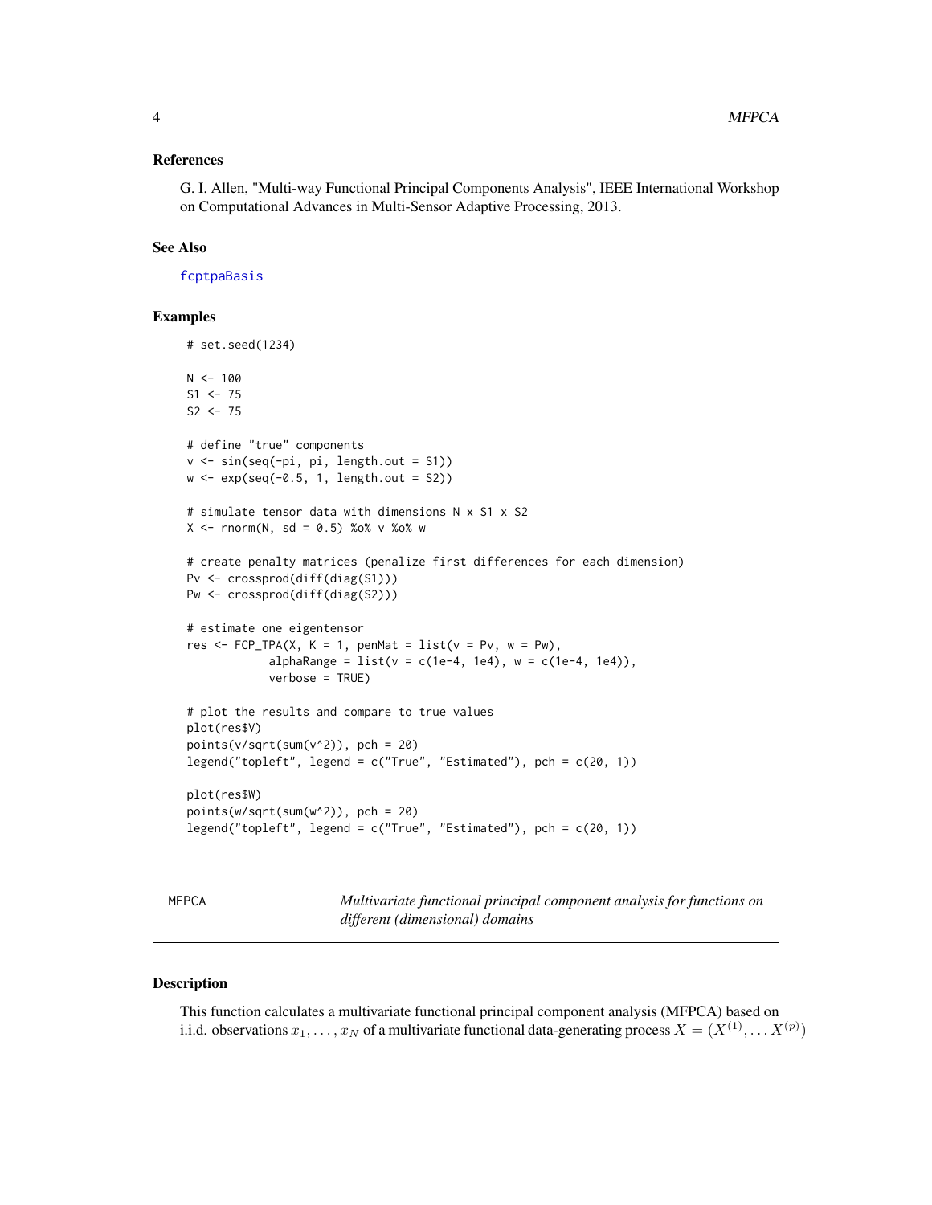### References

G. I. Allen, "Multi-way Functional Principal Components Analysis", IEEE International Workshop on Computational Advances in Multi-Sensor Adaptive Processing, 2013.

### See Also

fcptpaBasis

### Examples

```
# set.seed(1234)

N <- 100
S1 <- 75
S2 <- 75

# define "true" components
v <- sin(seq(-pi, pi, length.out = S1))
w <- exp(seq(-0.5, 1, length.out = S2))

# simulate tensor data with dimensions N x S1 x S2
X <- rnorm(N, sd = 0.5) %o% v %o% w

# create penalty matrices (penalize first differences for each dimension)
Pv <- crossprod(diff(diag(S1)))
Pw <- crossprod(diff(diag(S2)))

# estimate one eigentensor
res <- FCP_TPA(X, K = 1, penMat = list(v = Pv, w = Pw),
            alphaRange = list(v = c(1e-4, 1e4), w = c(1e-4, 1e4)),
            verbose = TRUE)

# plot the results and compare to true values
plot(res$V)
points(v/sqrt(sum(v^2)), pch = 20)
legend("topleft", legend = c("True", "Estimated"), pch = c(20, 1))

plot(res$W)
points(w/sqrt(sum(w^2)), pch = 20)
legend("topleft", legend = c("True", "Estimated"), pch = c(20, 1))
```

---

## MFPCA — *Multivariate functional principal component analysis for functions on different (dimensional) domains*

---

### Description

This function calculates a multivariate functional principal component analysis (MFPCA) based on i.i.d. observations $x_1, \ldots, x_N$ of a multivariate functional data-generating process $X = (X^{(1)}, \ldots X^{(p)})$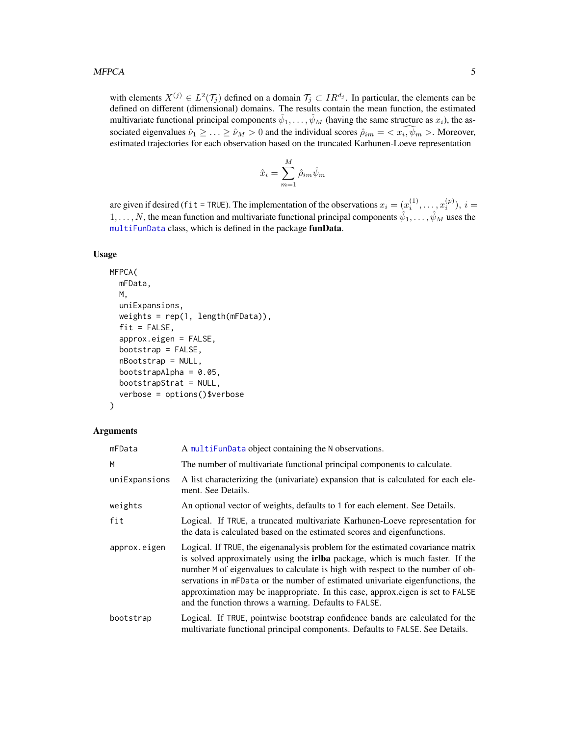with elements $X^{(j)} \in L^2(\mathcal{T}_j)$ defined on a domain $\mathcal{T}_j \subset IR^{d_j}$. In particular, the elements can be defined on different (dimensional) domains. The results contain the mean function, the estimated multivariate functional principal components $\hat{\psi}_1, \ldots, \hat{\psi}_M$ (having the same structure as $x_i$), the associated eigenvalues $\hat{\nu}_1 \geq \ldots \geq \hat{\nu}_M > 0$ and the individual scores $\hat{\rho}_{im} = \widehat{< x_i, \psi_m >}$. Moreover, estimated trajectories for each observation based on the truncated Karhunen-Loeve representation

$$\hat{x}_i = \sum_{m=1}^{M} \hat{\rho}_{im} \hat{\psi}_m$$

are given if desired (`fit = TRUE`). The implementation of the observations $x_i = (x_i^{(1)}, \ldots, x_i^{(p)}),\ i = 1, \ldots, N$, the mean function and multivariate functional principal components $\hat{\psi}_1, \ldots, \hat{\psi}_M$ uses the `multiFunData` class, which is defined in the package **funData**.

### Usage

```
MFPCA(
  mFData,
  M,
  uniExpansions,
  weights = rep(1, length(mFData)),
  fit = FALSE,
  approx.eigen = FALSE,
  bootstrap = FALSE,
  nBootstrap = NULL,
  bootstrapAlpha = 0.05,
  bootstrapStrat = NULL,
  verbose = options()$verbose
)
```

### Arguments

| | |
|---|---|
| `mFData` | A `multiFunData` object containing the N observations. |
| `M` | The number of multivariate functional principal components to calculate. |
| `uniExpansions` | A list characterizing the (univariate) expansion that is calculated for each element. See Details. |
| `weights` | An optional vector of weights, defaults to 1 for each element. See Details. |
| `fit` | Logical. If `TRUE`, a truncated multivariate Karhunen-Loeve representation for the data is calculated based on the estimated scores and eigenfunctions. |
| `approx.eigen` | Logical. If `TRUE`, the eigenanalysis problem for the estimated covariance matrix is solved approximately using the **irlba** package, which is much faster. If the number `M` of eigenvalues to calculate is high with respect to the number of observations in `mFData` or the number of estimated univariate eigenfunctions, the approximation may be inappropriate. In this case, approx.eigen is set to `FALSE` and the function throws a warning. Defaults to `FALSE`. |
| `bootstrap` | Logical. If `TRUE`, pointwise bootstrap confidence bands are calculated for the multivariate functional principal components. Defaults to `FALSE`. See Details. |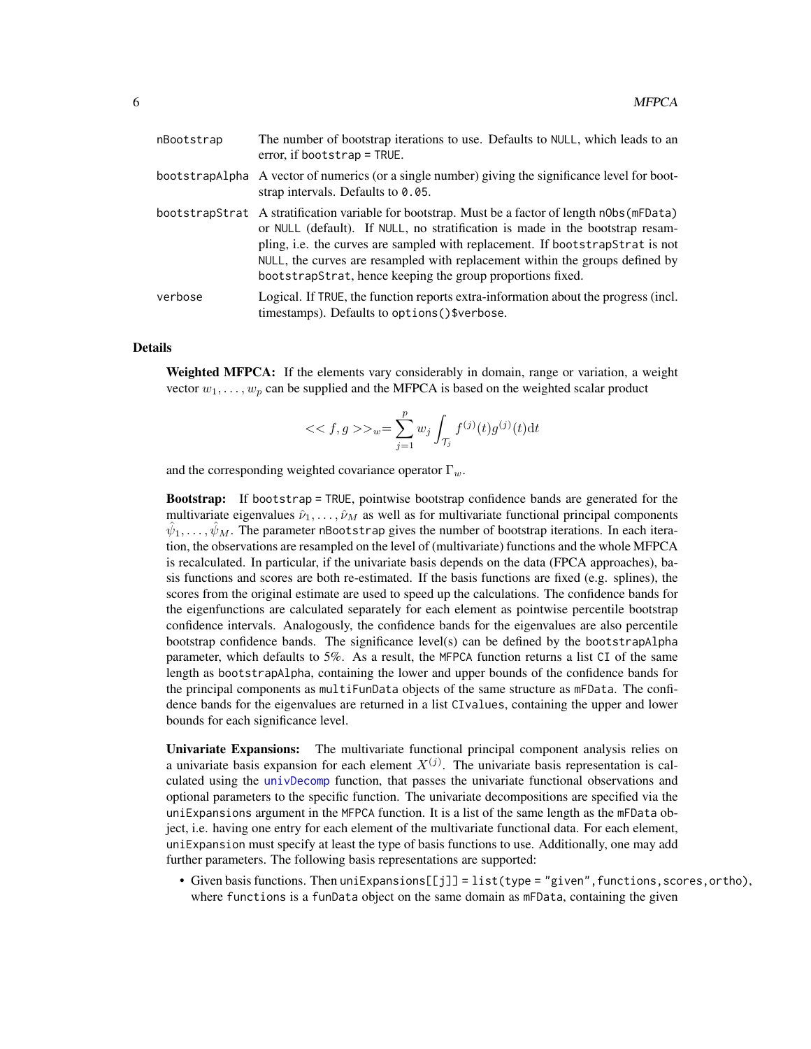| | |
|---|---|
| nBootstrap | The number of bootstrap iterations to use. Defaults to NULL, which leads to an error, if bootstrap = TRUE. |
| bootstrapAlpha | A vector of numerics (or a single number) giving the significance level for bootstrap intervals. Defaults to 0.05. |
| bootstrapStrat | A stratification variable for bootstrap. Must be a factor of length nObs(mFData) or NULL (default). If NULL, no stratification is made in the bootstrap resampling, i.e. the curves are sampled with replacement. If bootstrapStrat is not NULL, the curves are resampled with replacement within the groups defined by bootstrapStrat, hence keeping the group proportions fixed. |
| verbose | Logical. If TRUE, the function reports extra-information about the progress (incl. timestamps). Defaults to options()$verbose. |

## Details

**Weighted MFPCA:** If the elements vary considerably in domain, range or variation, a weight vector $w_1, \ldots, w_p$ can be supplied and the MFPCA is based on the weighted scalar product

$$<< f, g >>_w = \sum_{j=1}^{p} w_j \int_{\mathcal{T}_j} f^{(j)}(t) g^{(j)}(t) \mathrm{d}t$$

and the corresponding weighted covariance operator $\Gamma_w$.

**Bootstrap:** If bootstrap = TRUE, pointwise bootstrap confidence bands are generated for the multivariate eigenvalues $\hat{\nu}_1, \ldots, \hat{\nu}_M$ as well as for multivariate functional principal components $\hat{\psi}_1, \ldots, \hat{\psi}_M$. The parameter nBootstrap gives the number of bootstrap iterations. In each iteration, the observations are resampled on the level of (multivariate) functions and the whole MFPCA is recalculated. In particular, if the univariate basis depends on the data (FPCA approaches), basis functions and scores are both re-estimated. If the basis functions are fixed (e.g. splines), the scores from the original estimate are used to speed up the calculations. The confidence bands for the eigenfunctions are calculated separately for each element as pointwise percentile bootstrap confidence intervals. Analogously, the confidence bands for the eigenvalues are also percentile bootstrap confidence bands. The significance level(s) can be defined by the bootstrapAlpha parameter, which defaults to 5%. As a result, the MFPCA function returns a list CI of the same length as bootstrapAlpha, containing the lower and upper bounds of the confidence bands for the principal components as multiFunData objects of the same structure as mFData. The confidence bands for the eigenvalues are returned in a list CIvalues, containing the upper and lower bounds for each significance level.

**Univariate Expansions:** The multivariate functional principal component analysis relies on a univariate basis expansion for each element $X^{(j)}$. The univariate basis representation is calculated using the univDecomp function, that passes the univariate functional observations and optional parameters to the specific function. The univariate decompositions are specified via the uniExpansions argument in the MFPCA function. It is a list of the same length as the mFData object, i.e. having one entry for each element of the multivariate functional data. For each element, uniExpansion must specify at least the type of basis functions to use. Additionally, one may add further parameters. The following basis representations are supported:

- Given basis functions. Then uniExpansions[[j]] = list(type = "given", functions, scores, ortho), where functions is a funData object on the same domain as mFData, containing the given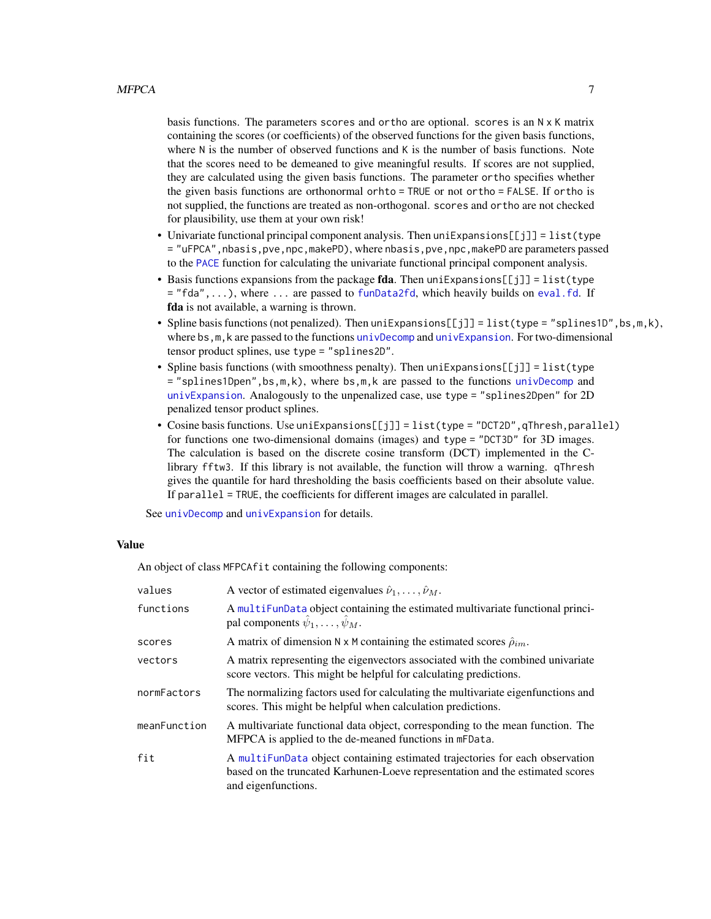basis functions. The parameters `scores` and `ortho` are optional. `scores` is an `N x K` matrix containing the scores (or coefficients) of the observed functions for the given basis functions, where `N` is the number of observed functions and `K` is the number of basis functions. Note that the scores need to be demeaned to give meaningful results. If scores are not supplied, they are calculated using the given basis functions. The parameter `ortho` specifies whether the given basis functions are orthonormal `orhto = TRUE` or not `ortho = FALSE`. If `ortho` is not supplied, the functions are treated as non-orthogonal. `scores` and `ortho` are not checked for plausibility, use them at your own risk!

- Univariate functional principal component analysis. Then `uniExpansions[[j]] = list(type = "uFPCA",nbasis,pve,npc,makePD)`, where `nbasis,pve,npc,makePD` are parameters passed to the `PACE` function for calculating the univariate functional principal component analysis.
- Basis functions expansions from the package **fda**. Then `uniExpansions[[j]] = list(type = "fda",...)`, where `...` are passed to `funData2fd`, which heavily builds on `eval.fd`. If **fda** is not available, a warning is thrown.
- Spline basis functions (not penalized). Then `uniExpansions[[j]] = list(type = "splines1D",bs,m,k)`, where `bs,m,k` are passed to the functions `univDecomp` and `univExpansion`. For two-dimensional tensor product splines, use `type = "splines2D"`.
- Spline basis functions (with smoothness penalty). Then `uniExpansions[[j]] = list(type = "splines1Dpen",bs,m,k)`, where `bs,m,k` are passed to the functions `univDecomp` and `univExpansion`. Analogously to the unpenalized case, use `type = "splines2Dpen"` for 2D penalized tensor product splines.
- Cosine basis functions. Use `uniExpansions[[j]] = list(type = "DCT2D",qThresh,parallel)` for functions one two-dimensional domains (images) and `type = "DCT3D"` for 3D images. The calculation is based on the discrete cosine transform (DCT) implemented in the C-library `fftw3`. If this library is not available, the function will throw a warning. `qThresh` gives the quantile for hard thresholding the basis coefficients based on their absolute value. If `parallel = TRUE`, the coefficients for different images are calculated in parallel.

See `univDecomp` and `univExpansion` for details.

## Value

An object of class `MFPCAfit` containing the following components:

| | |
|---|---|
| `values` | A vector of estimated eigenvalues $\hat{\nu}_1, \ldots, \hat{\nu}_M$. |
| `functions` | A `multiFunData` object containing the estimated multivariate functional principal components $\hat{\psi}_1, \ldots, \hat{\psi}_M$. |
| `scores` | A matrix of dimension `N x M` containing the estimated scores $\hat{\rho}_{im}$. |
| `vectors` | A matrix representing the eigenvectors associated with the combined univariate score vectors. This might be helpful for calculating predictions. |
| `normFactors` | The normalizing factors used for calculating the multivariate eigenfunctions and scores. This might be helpful when calculation predictions. |
| `meanFunction` | A multivariate functional data object, corresponding to the mean function. The MFPCA is applied to the de-meaned functions in `mFData`. |
| `fit` | A `multiFunData` object containing estimated trajectories for each observation based on the truncated Karhunen-Loeve representation and the estimated scores and eigenfunctions. |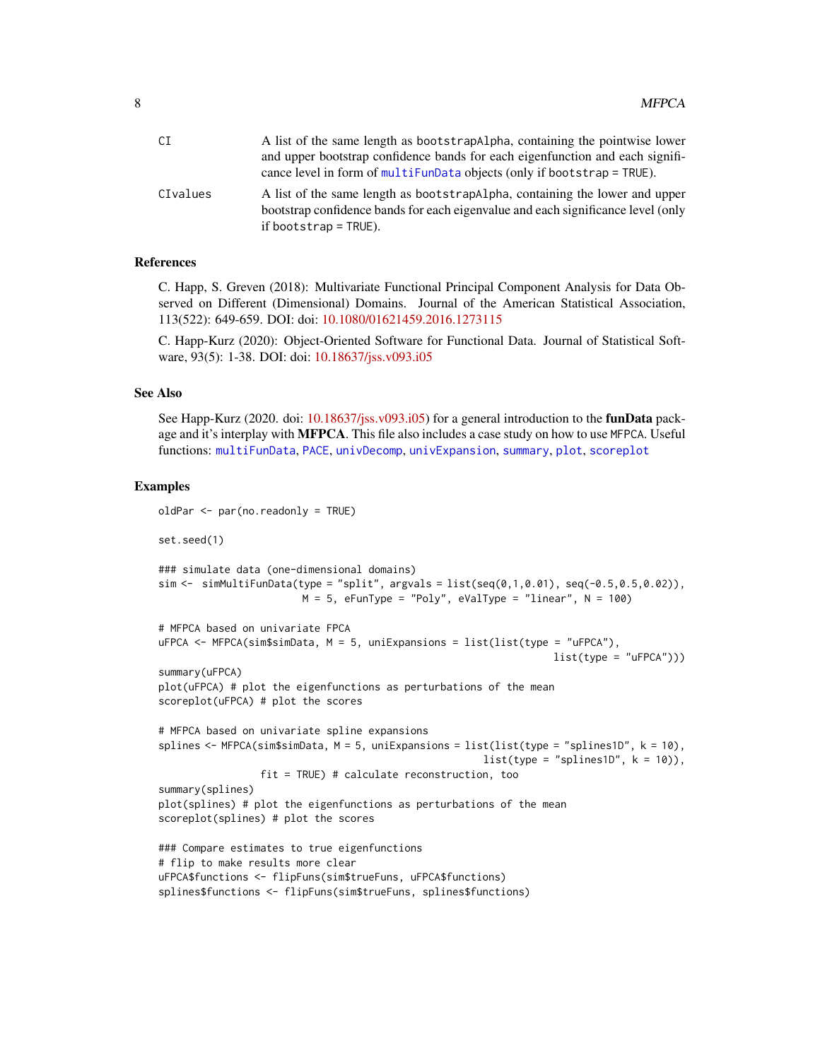CI
: A list of the same length as bootstrapAlpha, containing the pointwise lower and upper bootstrap confidence bands for each eigenfunction and each significance level in form of multiFunData objects (only if bootstrap = TRUE).

CIvalues
: A list of the same length as bootstrapAlpha, containing the lower and upper bootstrap confidence bands for each eigenvalue and each significance level (only if bootstrap = TRUE).

## References

C. Happ, S. Greven (2018): Multivariate Functional Principal Component Analysis for Data Observed on Different (Dimensional) Domains. Journal of the American Statistical Association, 113(522): 649-659. DOI: doi: 10.1080/01621459.2016.1273115

C. Happ-Kurz (2020): Object-Oriented Software for Functional Data. Journal of Statistical Software, 93(5): 1-38. DOI: doi: 10.18637/jss.v093.i05

## See Also

See Happ-Kurz (2020. doi: 10.18637/jss.v093.i05) for a general introduction to the **funData** package and it's interplay with **MFPCA**. This file also includes a case study on how to use MFPCA. Useful functions: multiFunData, PACE, univDecomp, univExpansion, summary, plot, scoreplot

## Examples

```
oldPar <- par(no.readonly = TRUE)

set.seed(1)

### simulate data (one-dimensional domains)
sim <-  simMultiFunData(type = "split", argvals = list(seq(0,1,0.01), seq(-0.5,0.5,0.02)),
                        M = 5, eFunType = "Poly", eValType = "linear", N = 100)

# MFPCA based on univariate FPCA
uFPCA <- MFPCA(sim$simData, M = 5, uniExpansions = list(list(type = "uFPCA"),
                                                          list(type = "uFPCA")))
summary(uFPCA)
plot(uFPCA) # plot the eigenfunctions as perturbations of the mean
scoreplot(uFPCA) # plot the scores

# MFPCA based on univariate spline expansions
splines <- MFPCA(sim$simData, M = 5, uniExpansions = list(list(type = "splines1D", k = 10),
                                                          list(type = "splines1D", k = 10)),
                 fit = TRUE) # calculate reconstruction, too
summary(splines)
plot(splines) # plot the eigenfunctions as perturbations of the mean
scoreplot(splines) # plot the scores

### Compare estimates to true eigenfunctions
# flip to make results more clear
uFPCA$functions <- flipFuns(sim$trueFuns, uFPCA$functions)
splines$functions <- flipFuns(sim$trueFuns, splines$functions)
```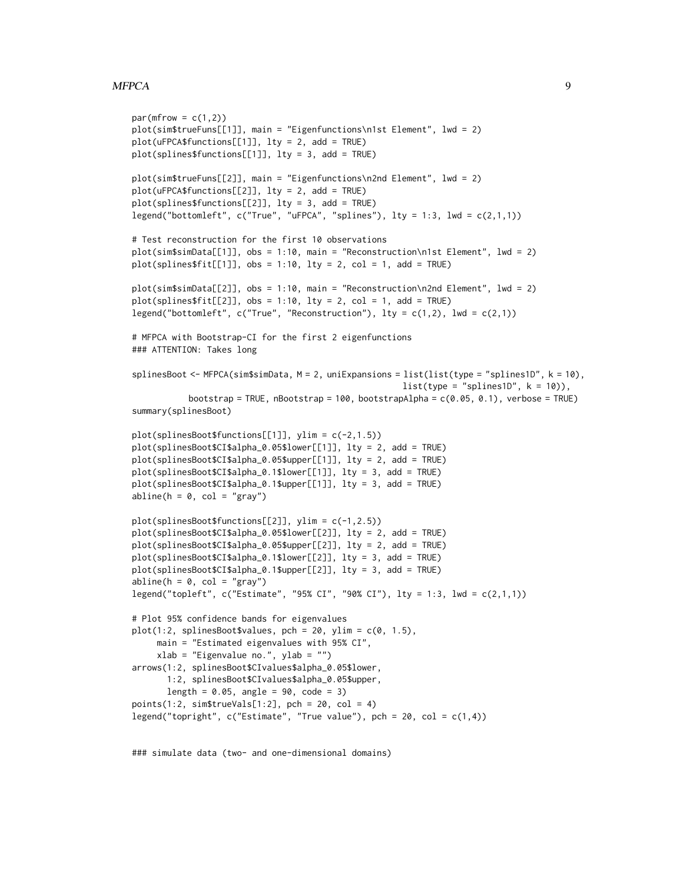```
par(mfrow = c(1,2))
plot(sim$trueFuns[[1]], main = "Eigenfunctions\n1st Element", lwd = 2)
plot(uFPCA$functions[[1]], lty = 2, add = TRUE)
plot(splines$functions[[1]], lty = 3, add = TRUE)

plot(sim$trueFuns[[2]], main = "Eigenfunctions\n2nd Element", lwd = 2)
plot(uFPCA$functions[[2]], lty = 2, add = TRUE)
plot(splines$functions[[2]], lty = 3, add = TRUE)
legend("bottomleft", c("True", "uFPCA", "splines"), lty = 1:3, lwd = c(2,1,1))

# Test reconstruction for the first 10 observations
plot(sim$simData[[1]], obs = 1:10, main = "Reconstruction\n1st Element", lwd = 2)
plot(splines$fit[[1]], obs = 1:10, lty = 2, col = 1, add = TRUE)

plot(sim$simData[[2]], obs = 1:10, main = "Reconstruction\n2nd Element", lwd = 2)
plot(splines$fit[[2]], obs = 1:10, lty = 2, col = 1, add = TRUE)
legend("bottomleft", c("True", "Reconstruction"), lty = c(1,2), lwd = c(2,1))

# MFPCA with Bootstrap-CI for the first 2 eigenfunctions
### ATTENTION: Takes long

splinesBoot <- MFPCA(sim$simData, M = 2, uniExpansions = list(list(type = "splines1D", k = 10),
                                                             list(type = "splines1D", k = 10)),
           bootstrap = TRUE, nBootstrap = 100, bootstrapAlpha = c(0.05, 0.1), verbose = TRUE)
summary(splinesBoot)

plot(splinesBoot$functions[[1]], ylim = c(-2,1.5))
plot(splinesBoot$CI$alpha_0.05$lower[[1]], lty = 2, add = TRUE)
plot(splinesBoot$CI$alpha_0.05$upper[[1]], lty = 2, add = TRUE)
plot(splinesBoot$CI$alpha_0.1$lower[[1]], lty = 3, add = TRUE)
plot(splinesBoot$CI$alpha_0.1$upper[[1]], lty = 3, add = TRUE)
abline(h = 0, col = "gray")

plot(splinesBoot$functions[[2]], ylim = c(-1,2.5))
plot(splinesBoot$CI$alpha_0.05$lower[[2]], lty = 2, add = TRUE)
plot(splinesBoot$CI$alpha_0.05$upper[[2]], lty = 2, add = TRUE)
plot(splinesBoot$CI$alpha_0.1$lower[[2]], lty = 3, add = TRUE)
plot(splinesBoot$CI$alpha_0.1$upper[[2]], lty = 3, add = TRUE)
abline(h = 0, col = "gray")
legend("topleft", c("Estimate", "95% CI", "90% CI"), lty = 1:3, lwd = c(2,1,1))

# Plot 95% confidence bands for eigenvalues
plot(1:2, splinesBoot$values, pch = 20, ylim = c(0, 1.5),
     main = "Estimated eigenvalues with 95% CI",
     xlab = "Eigenvalue no.", ylab = "")
arrows(1:2, splinesBoot$CIvalues$alpha_0.05$lower,
       1:2, splinesBoot$CIvalues$alpha_0.05$upper,
       length = 0.05, angle = 90, code = 3)
points(1:2, sim$trueVals[1:2], pch = 20, col = 4)
legend("topright", c("Estimate", "True value"), pch = 20, col = c(1,4))


### simulate data (two- and one-dimensional domains)
```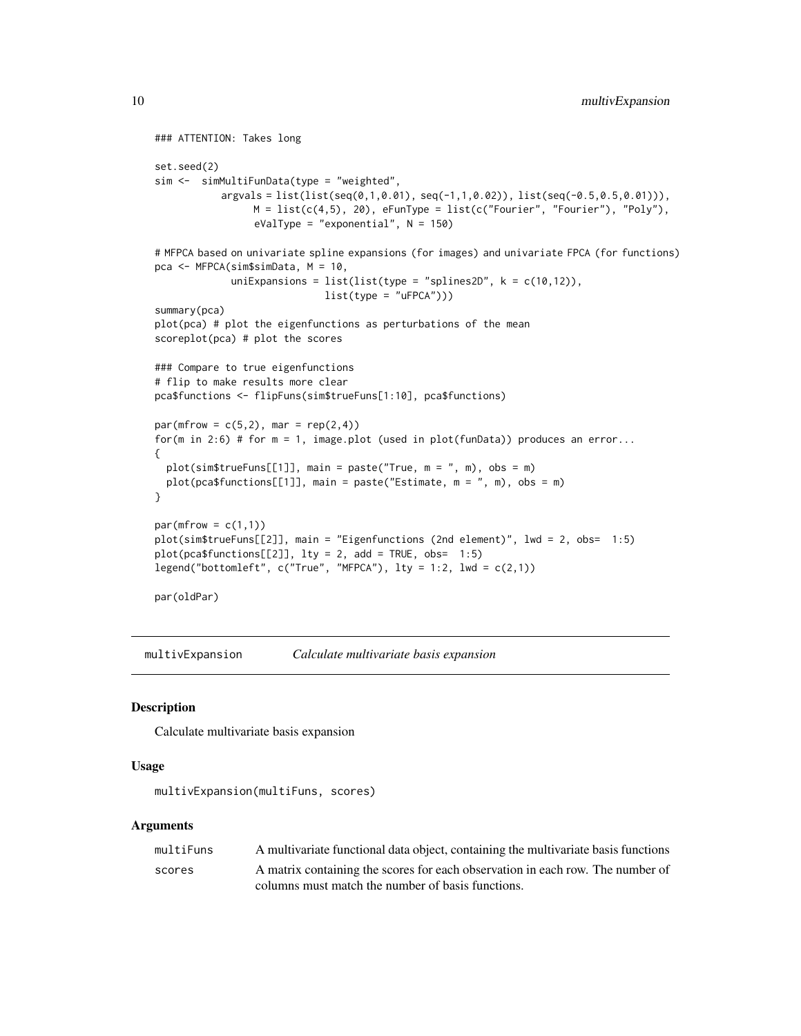```
### ATTENTION: Takes long

set.seed(2)
sim <-  simMultiFunData(type = "weighted",
          argvals = list(list(seq(0,1,0.01), seq(-1,1,0.02)), list(seq(-0.5,0.5,0.01))),
                M = list(c(4,5), 20), eFunType = list(c("Fourier", "Fourier"), "Poly"),
                eValType = "exponential", N = 150)

# MFPCA based on univariate spline expansions (for images) and univariate FPCA (for functions)
pca <- MFPCA(sim$simData, M = 10,
             uniExpansions = list(list(type = "splines2D", k = c(10,12)),
                              list(type = "uFPCA")))
summary(pca)
plot(pca) # plot the eigenfunctions as perturbations of the mean
scoreplot(pca) # plot the scores

### Compare to true eigenfunctions
# flip to make results more clear
pca$functions <- flipFuns(sim$trueFuns[1:10], pca$functions)

par(mfrow = c(5,2), mar = rep(2,4))
for(m in 2:6) # for m = 1, image.plot (used in plot(funData)) produces an error...
{
  plot(sim$trueFuns[[1]], main = paste("True, m = ", m), obs = m)
  plot(pca$functions[[1]], main = paste("Estimate, m = ", m), obs = m)
}

par(mfrow = c(1,1))
plot(sim$trueFuns[[2]], main = "Eigenfunctions (2nd element)", lwd = 2, obs=  1:5)
plot(pca$functions[[2]], lty = 2, add = TRUE, obs=  1:5)
legend("bottomleft", c("True", "MFPCA"), lty = 1:2, lwd = c(2,1))

par(oldPar)
```

---

## multivExpansion — *Calculate multivariate basis expansion*

### Description

Calculate multivariate basis expansion

### Usage

```
multivExpansion(multiFuns, scores)
```

### Arguments

| | |
|---|---|
| multiFuns | A multivariate functional data object, containing the multivariate basis functions |
| scores | A matrix containing the scores for each observation in each row. The number of columns must match the number of basis functions. |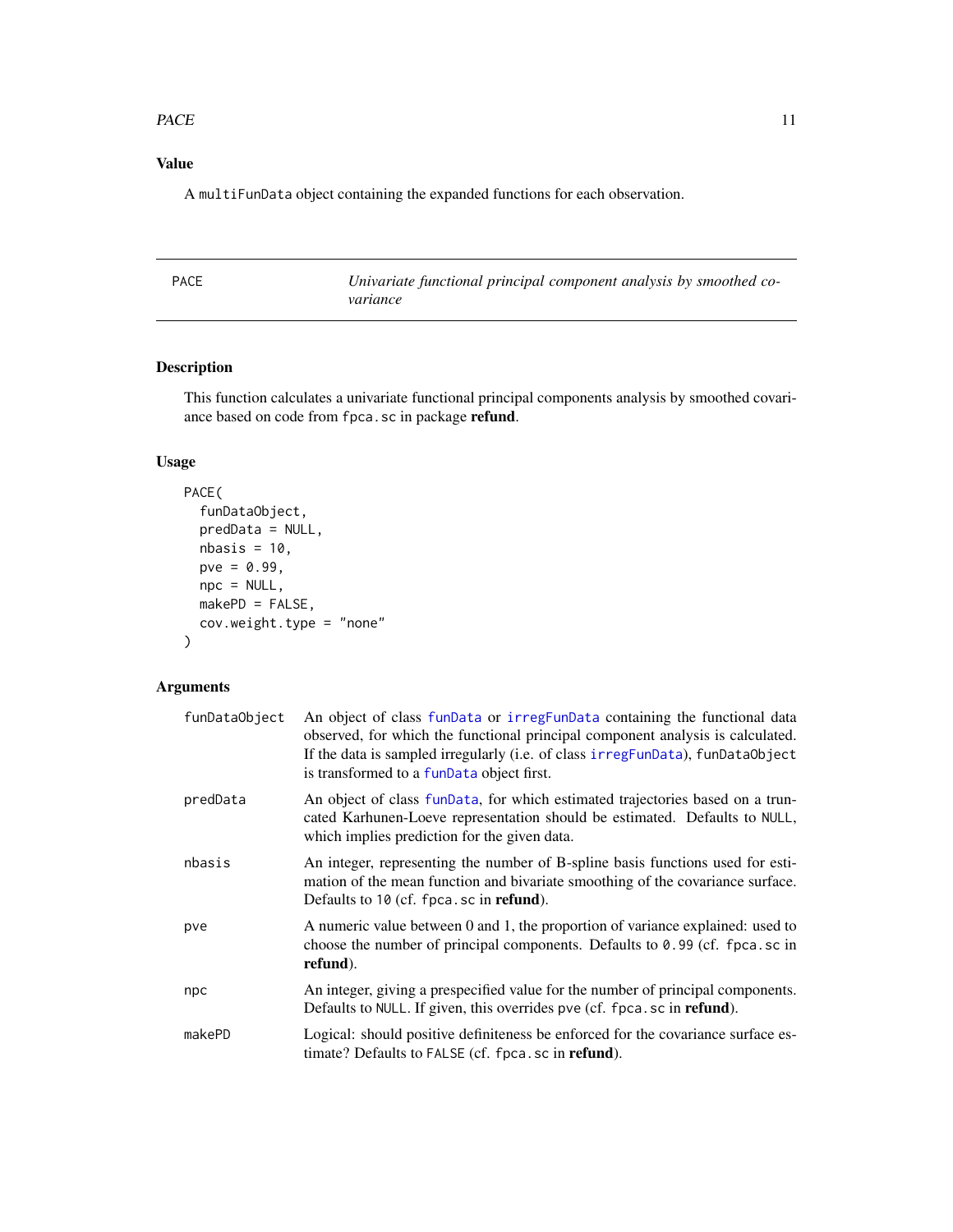## Value

A `multiFunData` object containing the expanded functions for each observation.

---

## PACE — *Univariate functional principal component analysis by smoothed covariance*

---

### Description

This function calculates a univariate functional principal components analysis by smoothed covariance based on code from `fpca.sc` in package **refund**.

### Usage

```
PACE(
  funDataObject,
  predData = NULL,
  nbasis = 10,
  pve = 0.99,
  npc = NULL,
  makePD = FALSE,
  cov.weight.type = "none"
)
```

### Arguments

| | |
|---|---|
| `funDataObject` | An object of class `funData` or `irregFunData` containing the functional data observed, for which the functional principal component analysis is calculated. If the data is sampled irregularly (i.e. of class `irregFunData`), `funDataObject` is transformed to a `funData` object first. |
| `predData` | An object of class `funData`, for which estimated trajectories based on a truncated Karhunen-Loeve representation should be estimated. Defaults to `NULL`, which implies prediction for the given data. |
| `nbasis` | An integer, representing the number of B-spline basis functions used for estimation of the mean function and bivariate smoothing of the covariance surface. Defaults to `10` (cf. `fpca.sc` in **refund**). |
| `pve` | A numeric value between 0 and 1, the proportion of variance explained: used to choose the number of principal components. Defaults to `0.99` (cf. `fpca.sc` in **refund**). |
| `npc` | An integer, giving a prespecified value for the number of principal components. Defaults to `NULL`. If given, this overrides `pve` (cf. `fpca.sc` in **refund**). |
| `makePD` | Logical: should positive definiteness be enforced for the covariance surface estimate? Defaults to `FALSE` (cf. `fpca.sc` in **refund**). |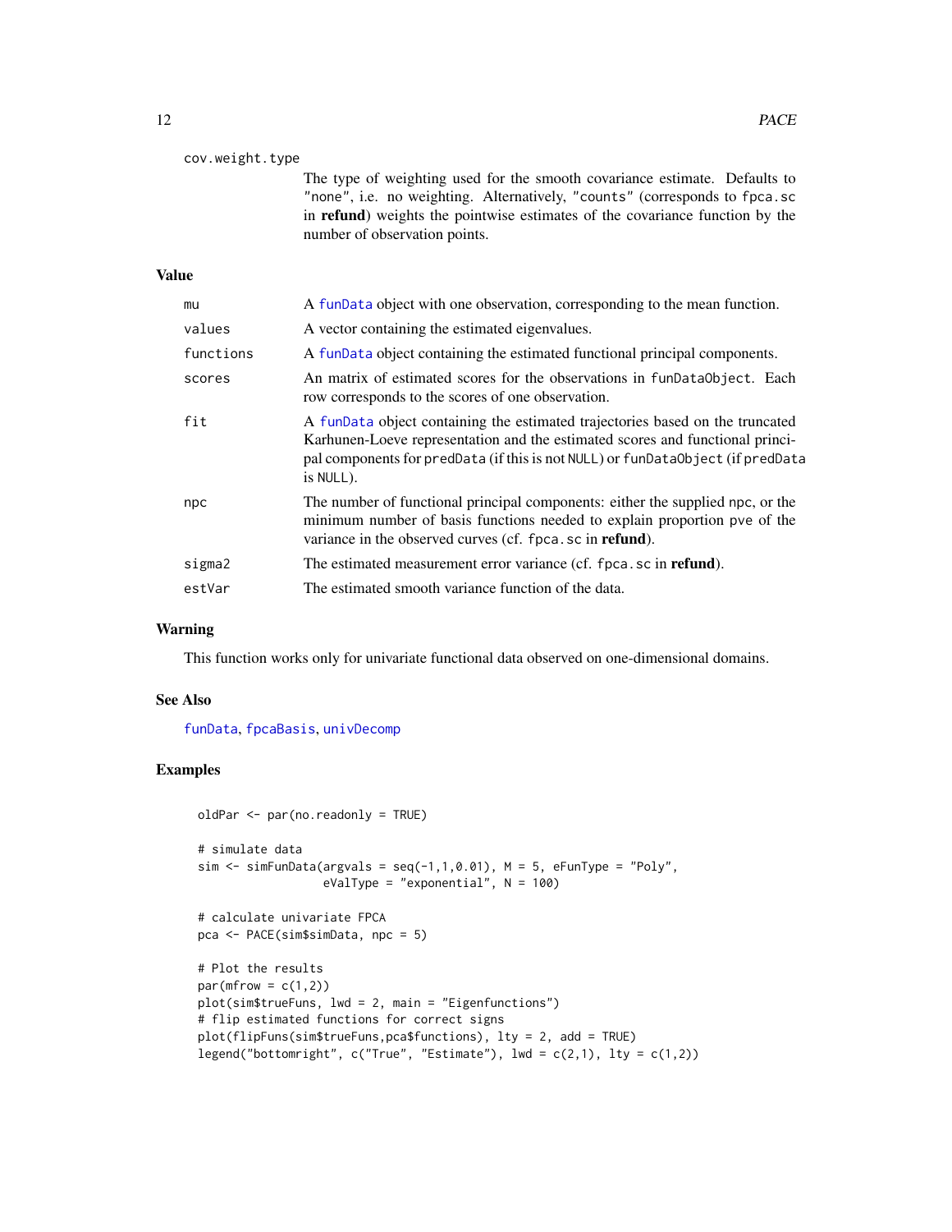cov.weight.type
: The type of weighting used for the smooth covariance estimate. Defaults to "none", i.e. no weighting. Alternatively, "counts" (corresponds to fpca.sc in **refund**) weights the pointwise estimates of the covariance function by the number of observation points.

## Value

| | |
|---|---|
| mu | A funData object with one observation, corresponding to the mean function. |
| values | A vector containing the estimated eigenvalues. |
| functions | A funData object containing the estimated functional principal components. |
| scores | An matrix of estimated scores for the observations in funDataObject. Each row corresponds to the scores of one observation. |
| fit | A funData object containing the estimated trajectories based on the truncated Karhunen-Loeve representation and the estimated scores and functional principal components for predData (if this is not NULL) or funDataObject (if predData is NULL). |
| npc | The number of functional principal components: either the supplied npc, or the minimum number of basis functions needed to explain proportion pve of the variance in the observed curves (cf. fpca.sc in **refund**). |
| sigma2 | The estimated measurement error variance (cf. fpca.sc in **refund**). |
| estVar | The estimated smooth variance function of the data. |

## Warning

This function works only for univariate functional data observed on one-dimensional domains.

## See Also

funData, fpcaBasis, univDecomp

## Examples

```
oldPar <- par(no.readonly = TRUE)

# simulate data
sim <- simFunData(argvals = seq(-1,1,0.01), M = 5, eFunType = "Poly",
                  eValType = "exponential", N = 100)

# calculate univariate FPCA
pca <- PACE(sim$simData, npc = 5)

# Plot the results
par(mfrow = c(1,2))
plot(sim$trueFuns, lwd = 2, main = "Eigenfunctions")
# flip estimated functions for correct signs
plot(flipFuns(sim$trueFuns,pca$functions), lty = 2, add = TRUE)
legend("bottomright", c("True", "Estimate"), lwd = c(2,1), lty = c(1,2))
```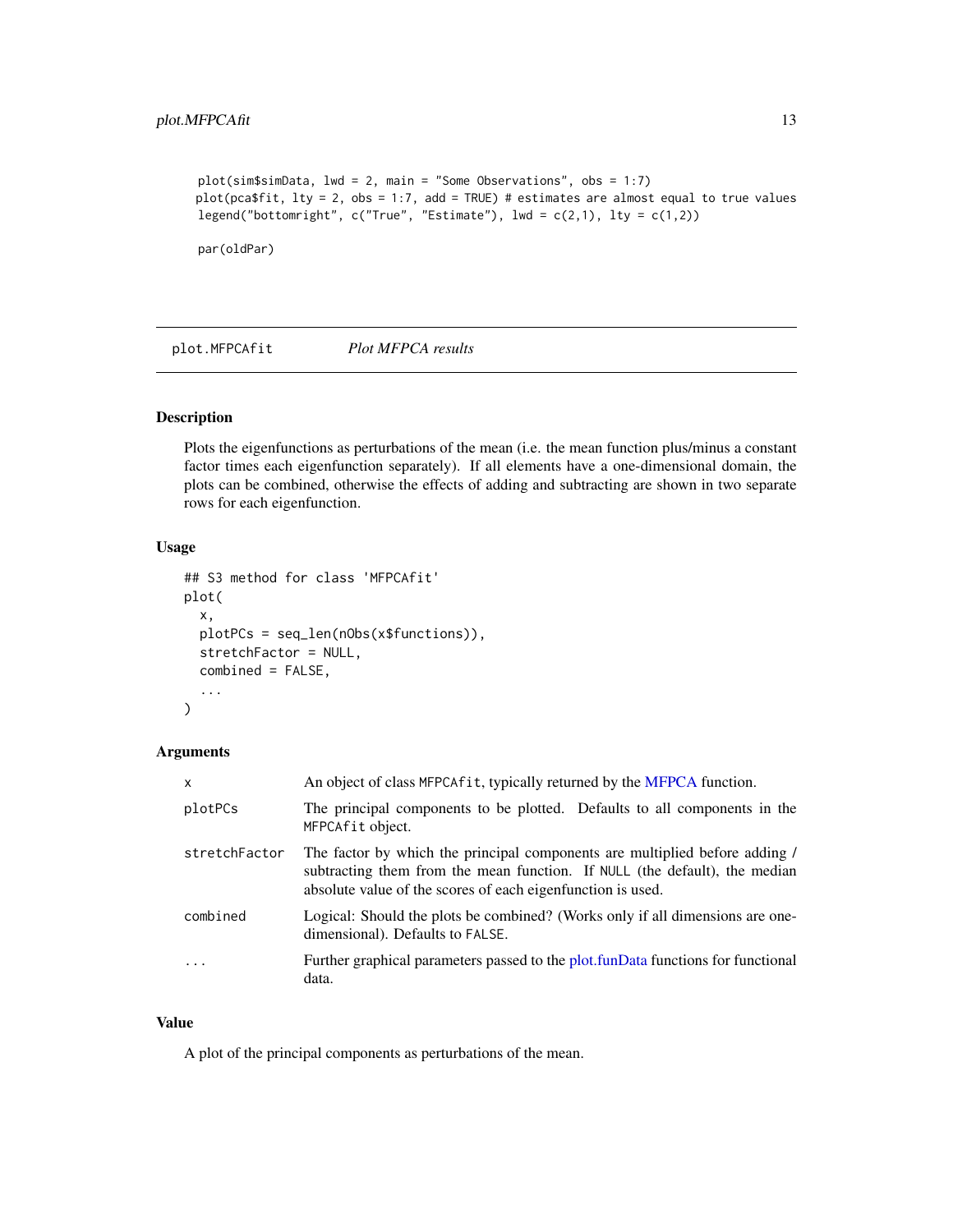```
plot(sim$simData, lwd = 2, main = "Some Observations", obs = 1:7)
plot(pca$fit, lty = 2, obs = 1:7, add = TRUE) # estimates are almost equal to true values
legend("bottomright", c("True", "Estimate"), lwd = c(2,1), lty = c(1,2))

par(oldPar)
```

## plot.MFPCAfit    *Plot MFPCA results*

### Description

Plots the eigenfunctions as perturbations of the mean (i.e. the mean function plus/minus a constant factor times each eigenfunction separately). If all elements have a one-dimensional domain, the plots can be combined, otherwise the effects of adding and subtracting are shown in two separate rows for each eigenfunction.

### Usage

```
## S3 method for class 'MFPCAfit'
plot(
  x,
  plotPCs = seq_len(nObs(x$functions)),
  stretchFactor = NULL,
  combined = FALSE,
  ...
)
```

### Arguments

| | |
|---|---|
| x | An object of class `MFPCAfit`, typically returned by the MFPCA function. |
| plotPCs | The principal components to be plotted. Defaults to all components in the `MFPCAfit` object. |
| stretchFactor | The factor by which the principal components are multiplied before adding / subtracting them from the mean function. If `NULL` (the default), the median absolute value of the scores of each eigenfunction is used. |
| combined | Logical: Should the plots be combined? (Works only if all dimensions are one-dimensional). Defaults to `FALSE`. |
| ... | Further graphical parameters passed to the plot.funData functions for functional data. |

### Value

A plot of the principal components as perturbations of the mean.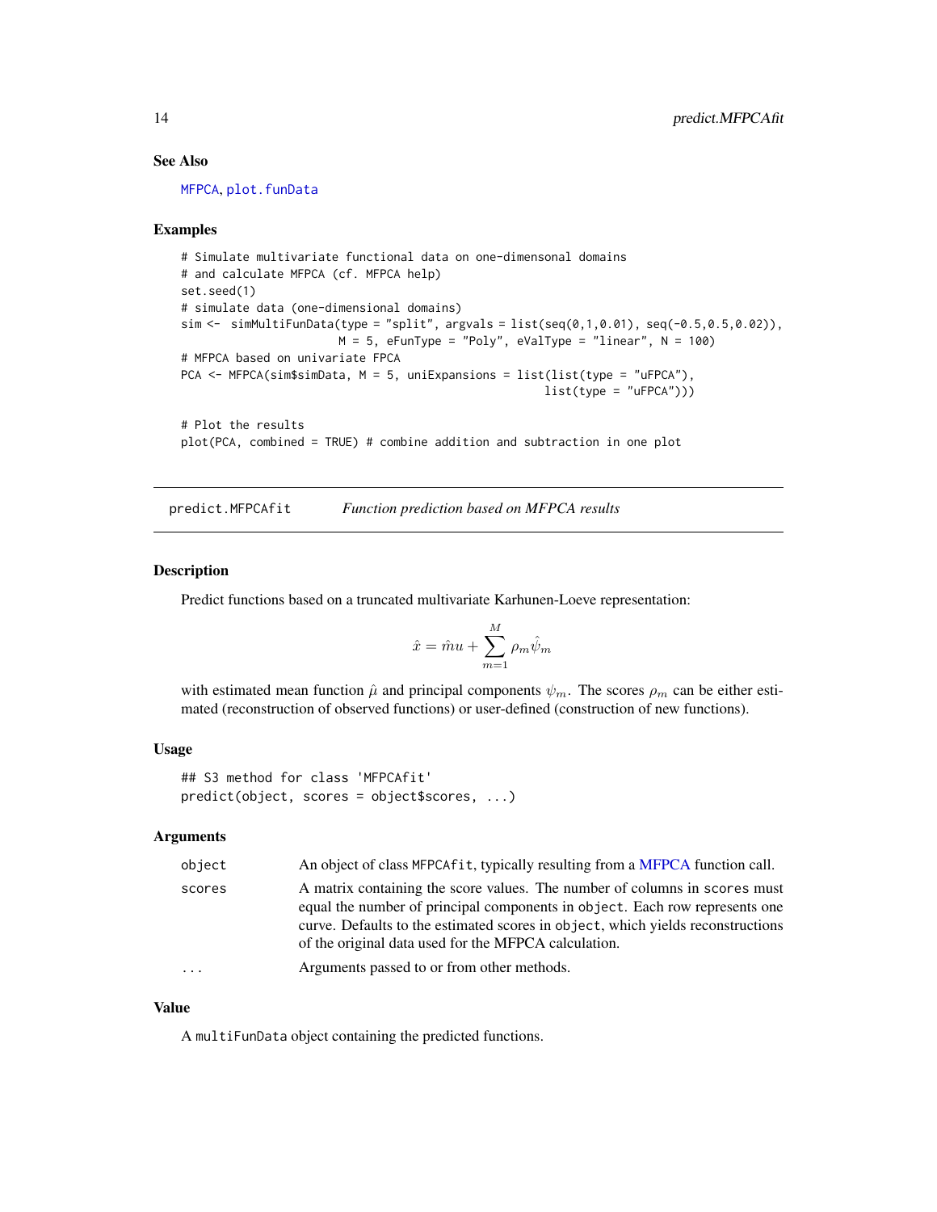### See Also

MFPCA, plot.funData

### Examples

```
# Simulate multivariate functional data on one-dimensonal domains
# and calculate MFPCA (cf. MFPCA help)
set.seed(1)
# simulate data (one-dimensional domains)
sim <-  simMultiFunData(type = "split", argvals = list(seq(0,1,0.01), seq(-0.5,0.5,0.02)),
                        M = 5, eFunType = "Poly", eValType = "linear", N = 100)
# MFPCA based on univariate FPCA
PCA <- MFPCA(sim$simData, M = 5, uniExpansions = list(list(type = "uFPCA"),
                                                      list(type = "uFPCA")))

# Plot the results
plot(PCA, combined = TRUE) # combine addition and subtraction in one plot
```

## predict.MFPCAfit — *Function prediction based on MFPCA results*

### Description

Predict functions based on a truncated multivariate Karhunen-Loeve representation:

$$\hat{x} = \hat{m}u + \sum_{m=1}^{M} \rho_m \hat{\psi}_m$$

with estimated mean function $\hat{\mu}$ and principal components $\psi_m$. The scores $\rho_m$ can be either estimated (reconstruction of observed functions) or user-defined (construction of new functions).

### Usage

```
## S3 method for class 'MFPCAfit'
predict(object, scores = object$scores, ...)
```

### Arguments

| | |
|---|---|
| object | An object of class MFPCAfit, typically resulting from a MFPCA function call. |
| scores | A matrix containing the score values. The number of columns in scores must equal the number of principal components in object. Each row represents one curve. Defaults to the estimated scores in object, which yields reconstructions of the original data used for the MFPCA calculation. |
| ... | Arguments passed to or from other methods. |

### Value

A multiFunData object containing the predicted functions.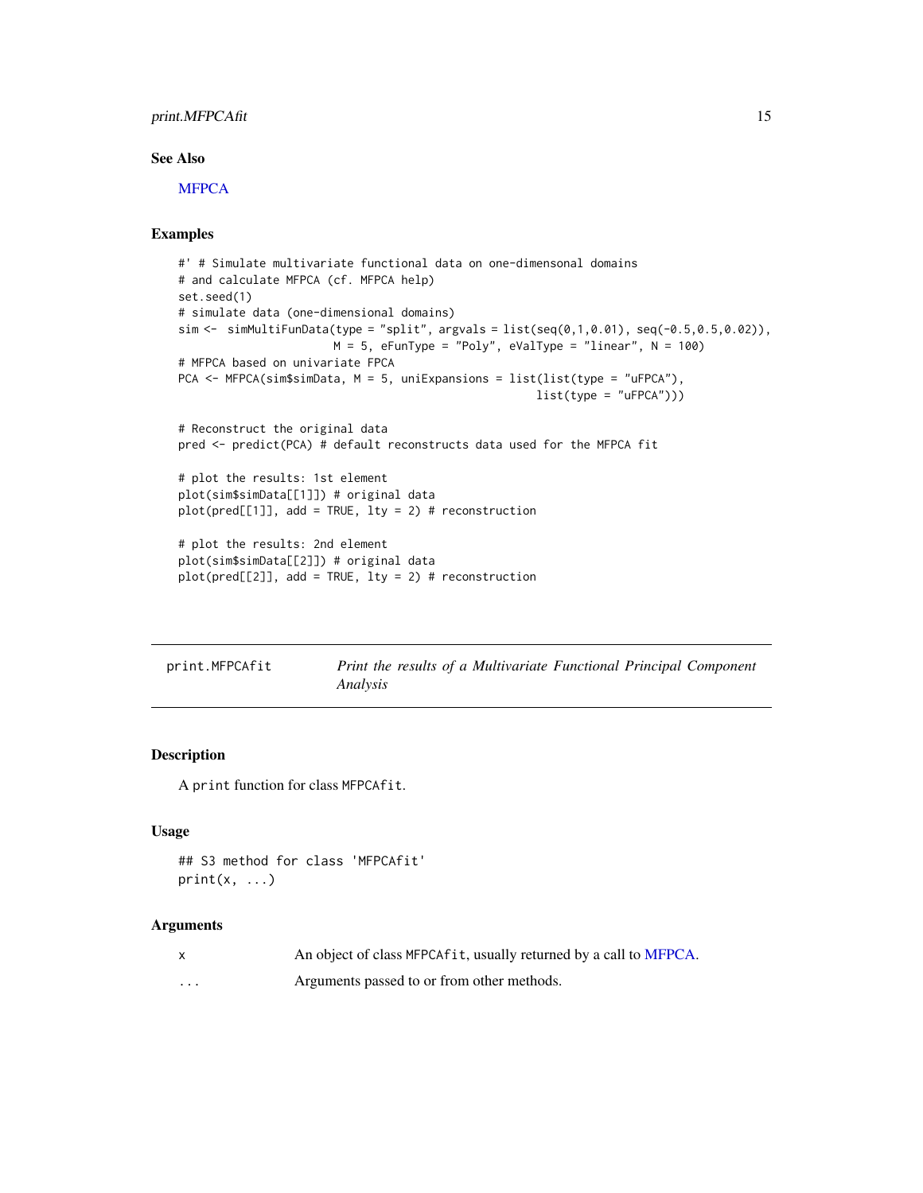## See Also

MFPCA

## Examples

```
#' # Simulate multivariate functional data on one-dimensonal domains
# and calculate MFPCA (cf. MFPCA help)
set.seed(1)
# simulate data (one-dimensional domains)
sim <-  simMultiFunData(type = "split", argvals = list(seq(0,1,0.01), seq(-0.5,0.5,0.02)),
                        M = 5, eFunType = "Poly", eValType = "linear", N = 100)
# MFPCA based on univariate FPCA
PCA <- MFPCA(sim$simData, M = 5, uniExpansions = list(list(type = "uFPCA"),
                                                          list(type = "uFPCA")))

# Reconstruct the original data
pred <- predict(PCA) # default reconstructs data used for the MFPCA fit

# plot the results: 1st element
plot(sim$simData[[1]]) # original data
plot(pred[[1]], add = TRUE, lty = 2) # reconstruction

# plot the results: 2nd element
plot(sim$simData[[2]]) # original data
plot(pred[[2]], add = TRUE, lty = 2) # reconstruction
```

# print.MFPCAfit — *Print the results of a Multivariate Functional Principal Component Analysis*

## Description

A print function for class MFPCAfit.

## Usage

```
## S3 method for class 'MFPCAfit'
print(x, ...)
```

## Arguments

| | |
|---|---|
| x | An object of class MFPCAfit, usually returned by a call to MFPCA. |
| ... | Arguments passed to or from other methods. |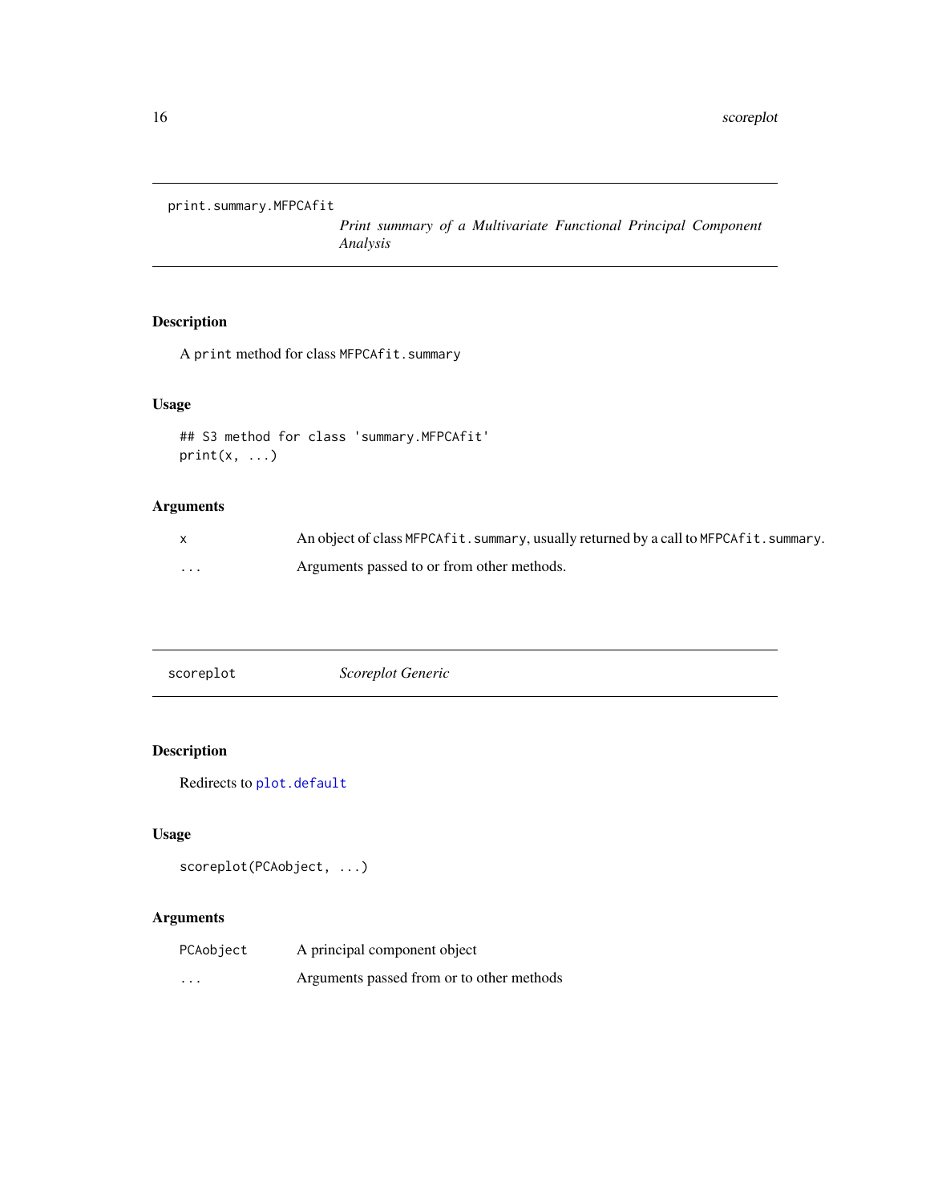## print.summary.MFPCAfit — *Print summary of a Multivariate Functional Principal Component Analysis*

### Description

A `print` method for class `MFPCAfit.summary`

### Usage

```
## S3 method for class 'summary.MFPCAfit'
print(x, ...)
```

### Arguments

| | |
|---|---|
| `x` | An object of class `MFPCAfit.summary`, usually returned by a call to `MFPCAfit.summary`. |
| `...` | Arguments passed to or from other methods. |

## scoreplot — *Scoreplot Generic*

### Description

Redirects to `plot.default`

### Usage

```
scoreplot(PCAobject, ...)
```

### Arguments

| | |
|---|---|
| `PCAobject` | A principal component object |
| `...` | Arguments passed from or to other methods |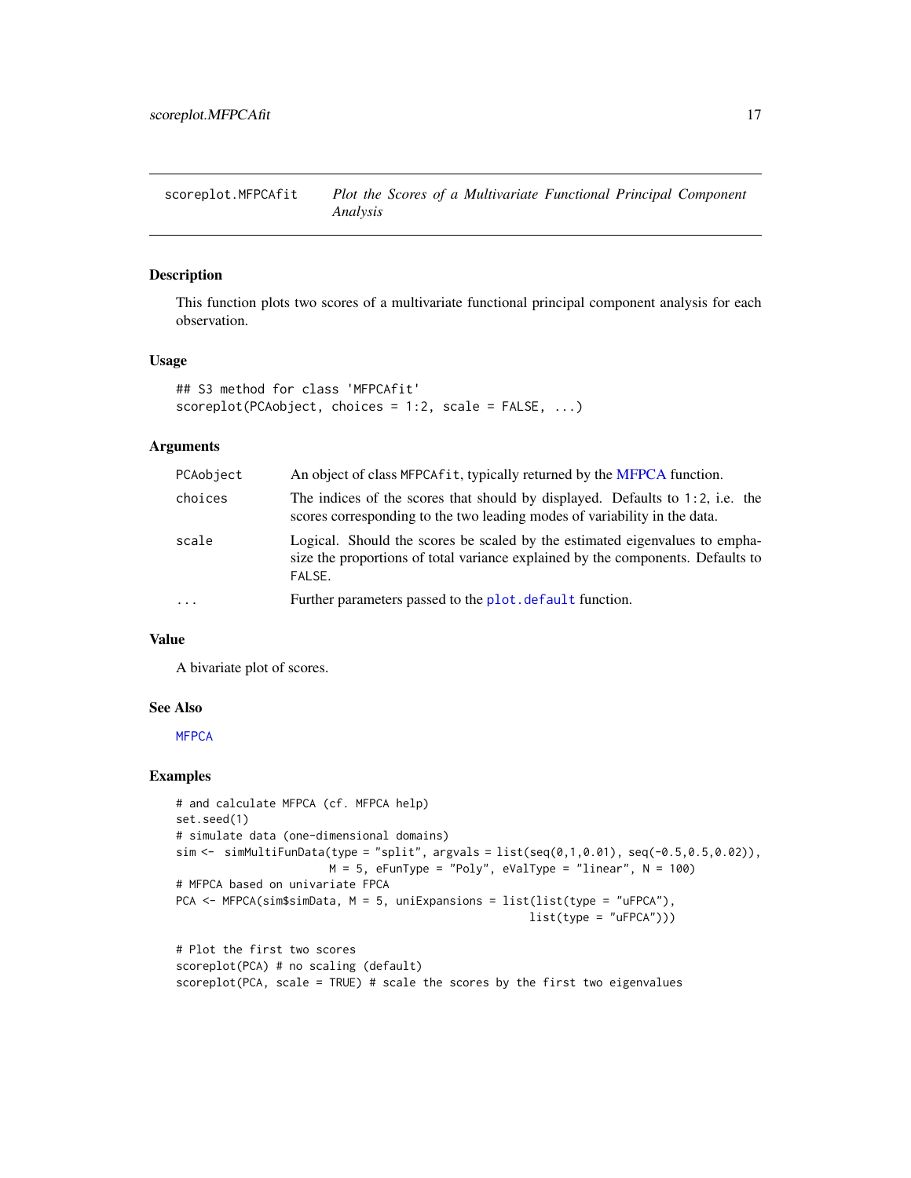# scoreplot.MFPCAfit — *Plot the Scores of a Multivariate Functional Principal Component Analysis*

## Description

This function plots two scores of a multivariate functional principal component analysis for each observation.

## Usage

```
## S3 method for class 'MFPCAfit'
scoreplot(PCAobject, choices = 1:2, scale = FALSE, ...)
```

## Arguments

| | |
|---|---|
| `PCAobject` | An object of class `MFPCAfit`, typically returned by the MFPCA function. |
| `choices` | The indices of the scores that should by displayed. Defaults to `1:2`, i.e. the scores corresponding to the two leading modes of variability in the data. |
| `scale` | Logical. Should the scores be scaled by the estimated eigenvalues to emphasize the proportions of total variance explained by the components. Defaults to `FALSE`. |
| `...` | Further parameters passed to the `plot.default` function. |

## Value

A bivariate plot of scores.

## See Also

`MFPCA`

## Examples

```
# and calculate MFPCA (cf. MFPCA help)
set.seed(1)
# simulate data (one-dimensional domains)
sim <-  simMultiFunData(type = "split", argvals = list(seq(0,1,0.01), seq(-0.5,0.5,0.02)),
                        M = 5, eFunType = "Poly", eValType = "linear", N = 100)
# MFPCA based on univariate FPCA
PCA <- MFPCA(sim$simData, M = 5, uniExpansions = list(list(type = "uFPCA"),
                                                      list(type = "uFPCA")))

# Plot the first two scores
scoreplot(PCA) # no scaling (default)
scoreplot(PCA, scale = TRUE) # scale the scores by the first two eigenvalues
```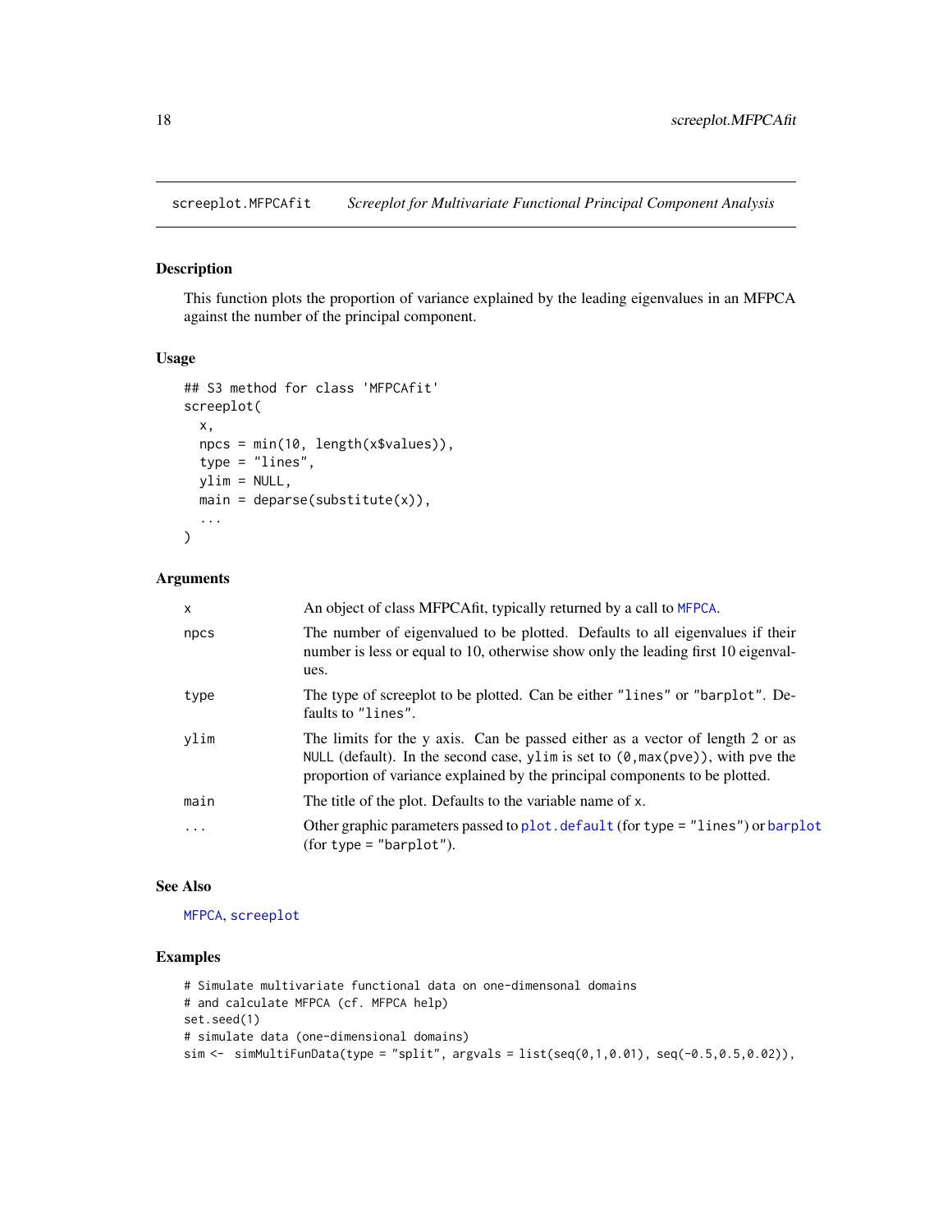## screeplot.MFPCAfit — *Screeplot for Multivariate Functional Principal Component Analysis*

### Description

This function plots the proportion of variance explained by the leading eigenvalues in an MFPCA against the number of the principal component.

### Usage

```
## S3 method for class 'MFPCAfit'
screeplot(
  x,
  npcs = min(10, length(x$values)),
  type = "lines",
  ylim = NULL,
  main = deparse(substitute(x)),
  ...
)
```

### Arguments

| | |
|---|---|
| `x` | An object of class MFPCAfit, typically returned by a call to `MFPCA`. |
| `npcs` | The number of eigenvalued to be plotted. Defaults to all eigenvalues if their number is less or equal to 10, otherwise show only the leading first 10 eigenvalues. |
| `type` | The type of screeplot to be plotted. Can be either `"lines"` or `"barplot"`. Defaults to `"lines"`. |
| `ylim` | The limits for the y axis. Can be passed either as a vector of length 2 or as `NULL` (default). In the second case, `ylim` is set to `(0,max(pve))`, with pve the proportion of variance explained by the principal components to be plotted. |
| `main` | The title of the plot. Defaults to the variable name of `x`. |
| `...` | Other graphic parameters passed to `plot.default` (for type = `"lines"`) or `barplot` (for type = `"barplot"`). |

### See Also

`MFPCA`, `screeplot`

### Examples

```
# Simulate multivariate functional data on one-dimensonal domains
# and calculate MFPCA (cf. MFPCA help)
set.seed(1)
# simulate data (one-dimensional domains)
sim <-  simMultiFunData(type = "split", argvals = list(seq(0,1,0.01), seq(-0.5,0.5,0.02)),
```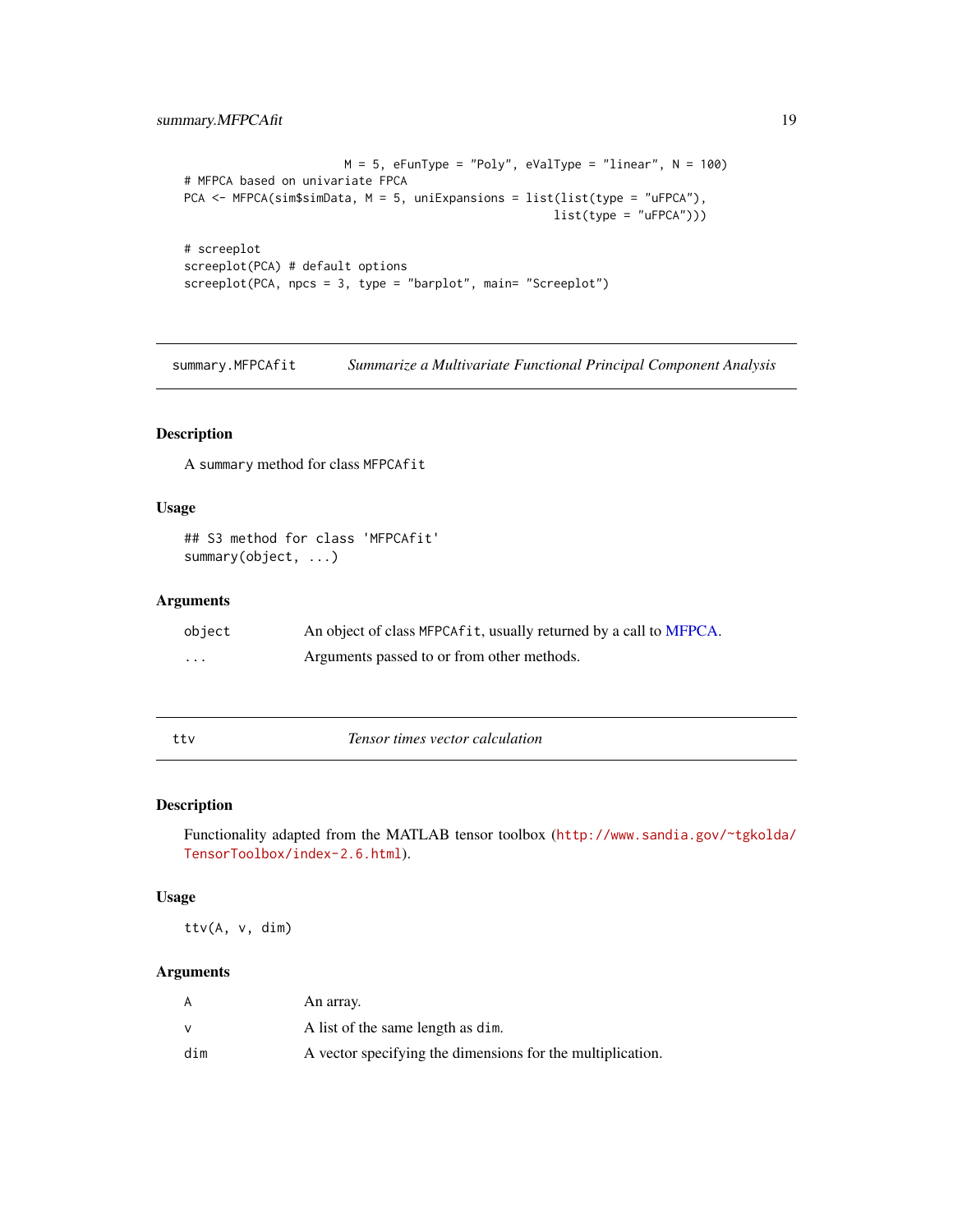```
                         M = 5, eFunType = "Poly", eValType = "linear", N = 100)
# MFPCA based on univariate FPCA
PCA <- MFPCA(sim$simData, M = 5, uniExpansions = list(list(type = "uFPCA"),
                                                      list(type = "uFPCA")))

# screeplot
screeplot(PCA) # default options
screeplot(PCA, npcs = 3, type = "barplot", main= "Screeplot")
```

---

## summary.MFPCAfit — *Summarize a Multivariate Functional Principal Component Analysis*

### Description

A summary method for class `MFPCAfit`

### Usage

```
## S3 method for class 'MFPCAfit'
summary(object, ...)
```

### Arguments

| | |
|---|---|
| `object` | An object of class `MFPCAfit`, usually returned by a call to MFPCA. |
| `...` | Arguments passed to or from other methods. |

---

## ttv — *Tensor times vector calculation*

### Description

Functionality adapted from the MATLAB tensor toolbox (http://www.sandia.gov/~tgkolda/TensorToolbox/index-2.6.html).

### Usage

```
ttv(A, v, dim)
```

### Arguments

| | |
|---|---|
| `A` | An array. |
| `v` | A list of the same length as `dim`. |
| `dim` | A vector specifying the dimensions for the multiplication. |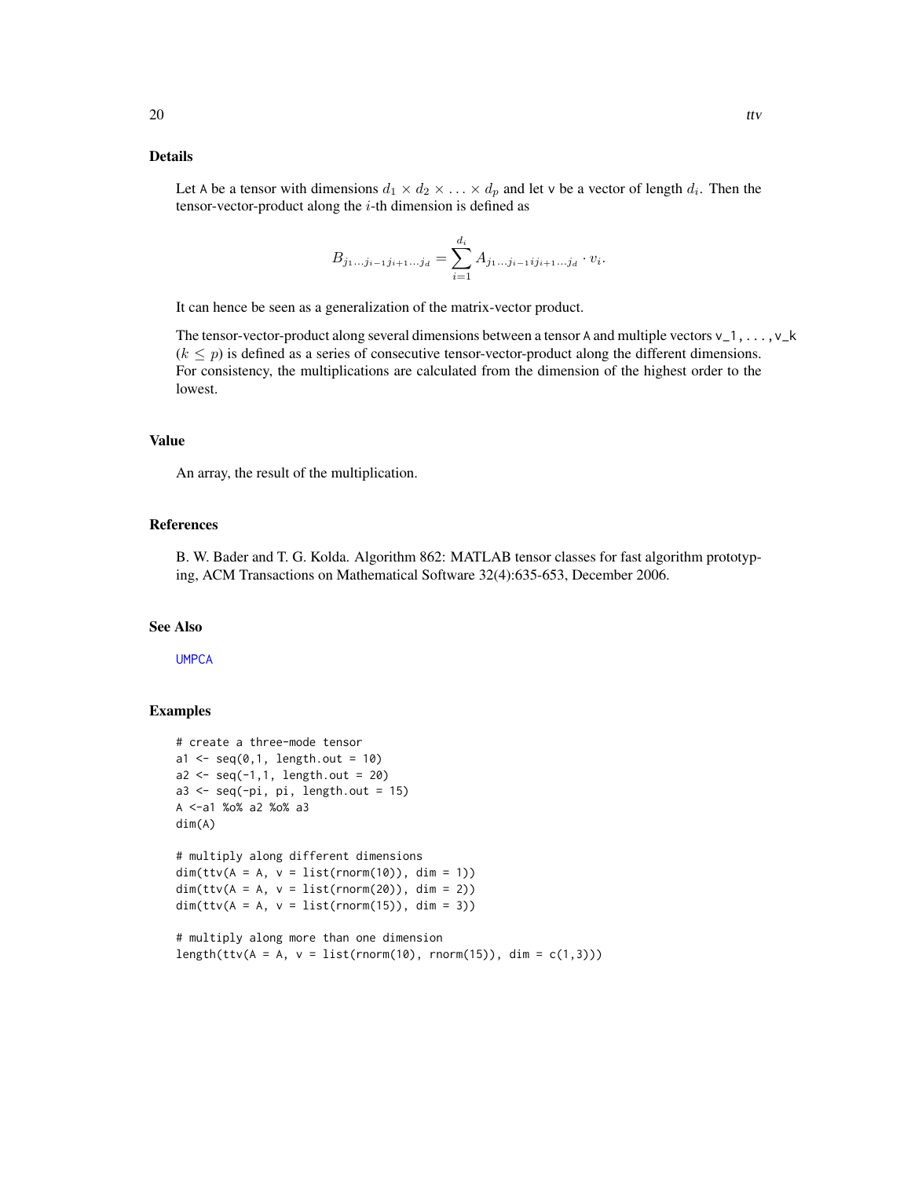## Details

Let A be a tensor with dimensions $d_1 \times d_2 \times \ldots \times d_p$ and let v be a vector of length $d_i$. Then the tensor-vector-product along the $i$-th dimension is defined as

$$B_{j_1 \ldots j_{i-1} j_{i+1} \ldots j_d} = \sum_{i=1}^{d_i} A_{j_1 \ldots j_{i-1} i j_{i+1} \ldots j_d} \cdot v_i.$$

It can hence be seen as a generalization of the matrix-vector product.

The tensor-vector-product along several dimensions between a tensor A and multiple vectors v_1, ..., v_k ($k \leq p$) is defined as a series of consecutive tensor-vector-product along the different dimensions. For consistency, the multiplications are calculated from the dimension of the highest order to the lowest.

## Value

An array, the result of the multiplication.

## References

B. W. Bader and T. G. Kolda. Algorithm 862: MATLAB tensor classes for fast algorithm prototyping, ACM Transactions on Mathematical Software 32(4):635-653, December 2006.

## See Also

UMPCA

## Examples

```
# create a three-mode tensor
a1 <- seq(0,1, length.out = 10)
a2 <- seq(-1,1, length.out = 20)
a3 <- seq(-pi, pi, length.out = 15)
A <-a1 %o% a2 %o% a3
dim(A)

# multiply along different dimensions
dim(ttv(A = A, v = list(rnorm(10)), dim = 1))
dim(ttv(A = A, v = list(rnorm(20)), dim = 2))
dim(ttv(A = A, v = list(rnorm(15)), dim = 3))

# multiply along more than one dimension
length(ttv(A = A, v = list(rnorm(10), rnorm(15)), dim = c(1,3)))
```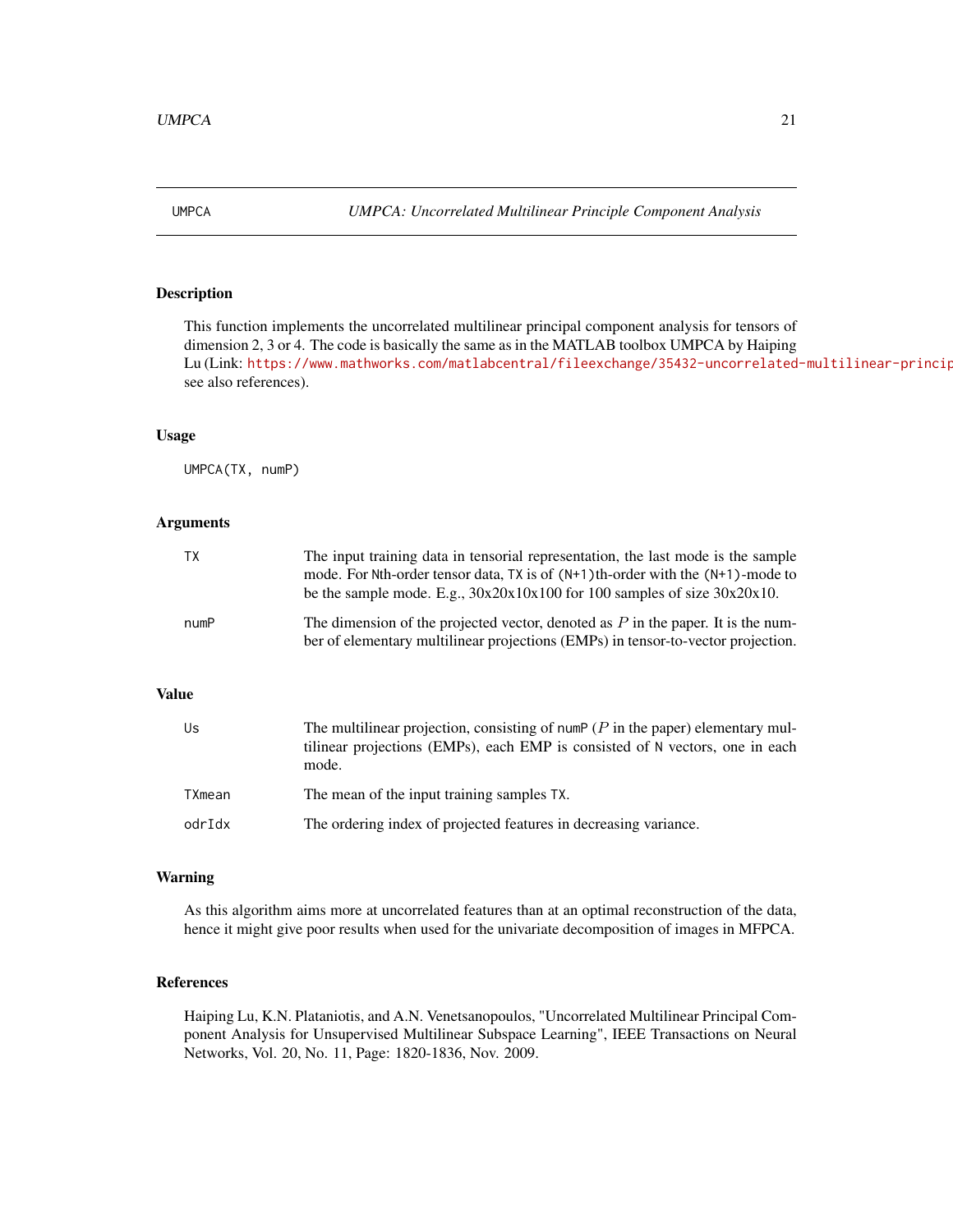## UMPCA — *UMPCA: Uncorrelated Multilinear Principle Component Analysis*

### Description

This function implements the uncorrelated multilinear principal component analysis for tensors of dimension 2, 3 or 4. The code is basically the same as in the MATLAB toolbox UMPCA by Haiping Lu (Link: https://www.mathworks.com/matlabcentral/fileexchange/35432-uncorrelated-multilinear-princip see also references).

### Usage

```
UMPCA(TX, numP)
```

### Arguments

| | |
|---|---|
| `TX` | The input training data in tensorial representation, the last mode is the sample mode. For `N`th-order tensor data, `TX` is of `(N+1)`th-order with the `(N+1)`-mode to be the sample mode. E.g., 30x20x10x100 for 100 samples of size 30x20x10. |
| `numP` | The dimension of the projected vector, denoted as $P$ in the paper. It is the number of elementary multilinear projections (EMPs) in tensor-to-vector projection. |

### Value

| | |
|---|---|
| `Us` | The multilinear projection, consisting of `numP` ($P$ in the paper) elementary multilinear projections (EMPs), each EMP is consisted of `N` vectors, one in each mode. |
| `TXmean` | The mean of the input training samples `TX`. |
| `odrIdx` | The ordering index of projected features in decreasing variance. |

### Warning

As this algorithm aims more at uncorrelated features than at an optimal reconstruction of the data, hence it might give poor results when used for the univariate decomposition of images in MFPCA.

### References

Haiping Lu, K.N. Plataniotis, and A.N. Venetsanopoulos, "Uncorrelated Multilinear Principal Component Analysis for Unsupervised Multilinear Subspace Learning", IEEE Transactions on Neural Networks, Vol. 20, No. 11, Page: 1820-1836, Nov. 2009.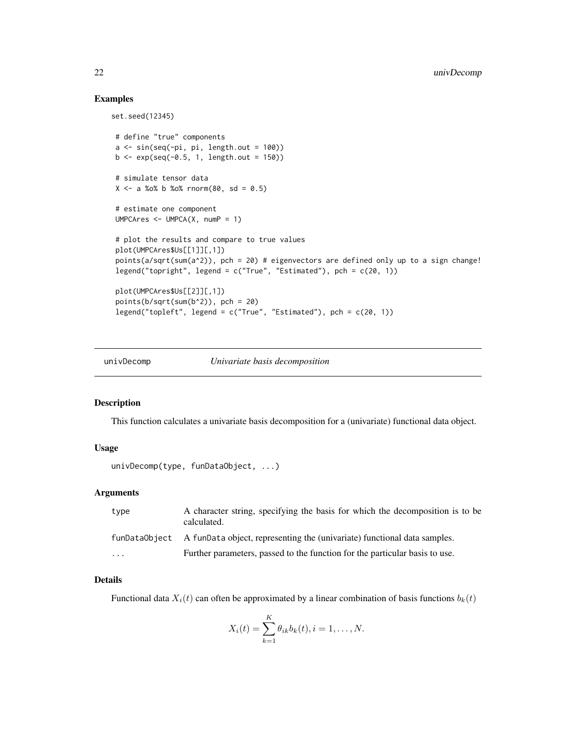## Examples

```
set.seed(12345)

 # define "true" components
 a <- sin(seq(-pi, pi, length.out = 100))
 b <- exp(seq(-0.5, 1, length.out = 150))

 # simulate tensor data
 X <- a %o% b %o% rnorm(80, sd = 0.5)

 # estimate one component
 UMPCAres <- UMPCA(X, numP = 1)

 # plot the results and compare to true values
 plot(UMPCAres$Us[[1]][,1])
 points(a/sqrt(sum(a^2)), pch = 20) # eigenvectors are defined only up to a sign change!
 legend("topright", legend = c("True", "Estimated"), pch = c(20, 1))

 plot(UMPCAres$Us[[2]][,1])
 points(b/sqrt(sum(b^2)), pch = 20)
 legend("topleft", legend = c("True", "Estimated"), pch = c(20, 1))
```

---

# univDecomp *Univariate basis decomposition*

## Description

This function calculates a univariate basis decomposition for a (univariate) functional data object.

## Usage

```
univDecomp(type, funDataObject, ...)
```

## Arguments

| | |
|---|---|
| type | A character string, specifying the basis for which the decomposition is to be calculated. |
| funDataObject | A funData object, representing the (univariate) functional data samples. |
| ... | Further parameters, passed to the function for the particular basis to use. |

## Details

Functional data $X_i(t)$ can often be approximated by a linear combination of basis functions $b_k(t)$

$$X_i(t) = \sum_{k=1}^{K} \theta_{ik} b_k(t), i = 1, \ldots, N.$$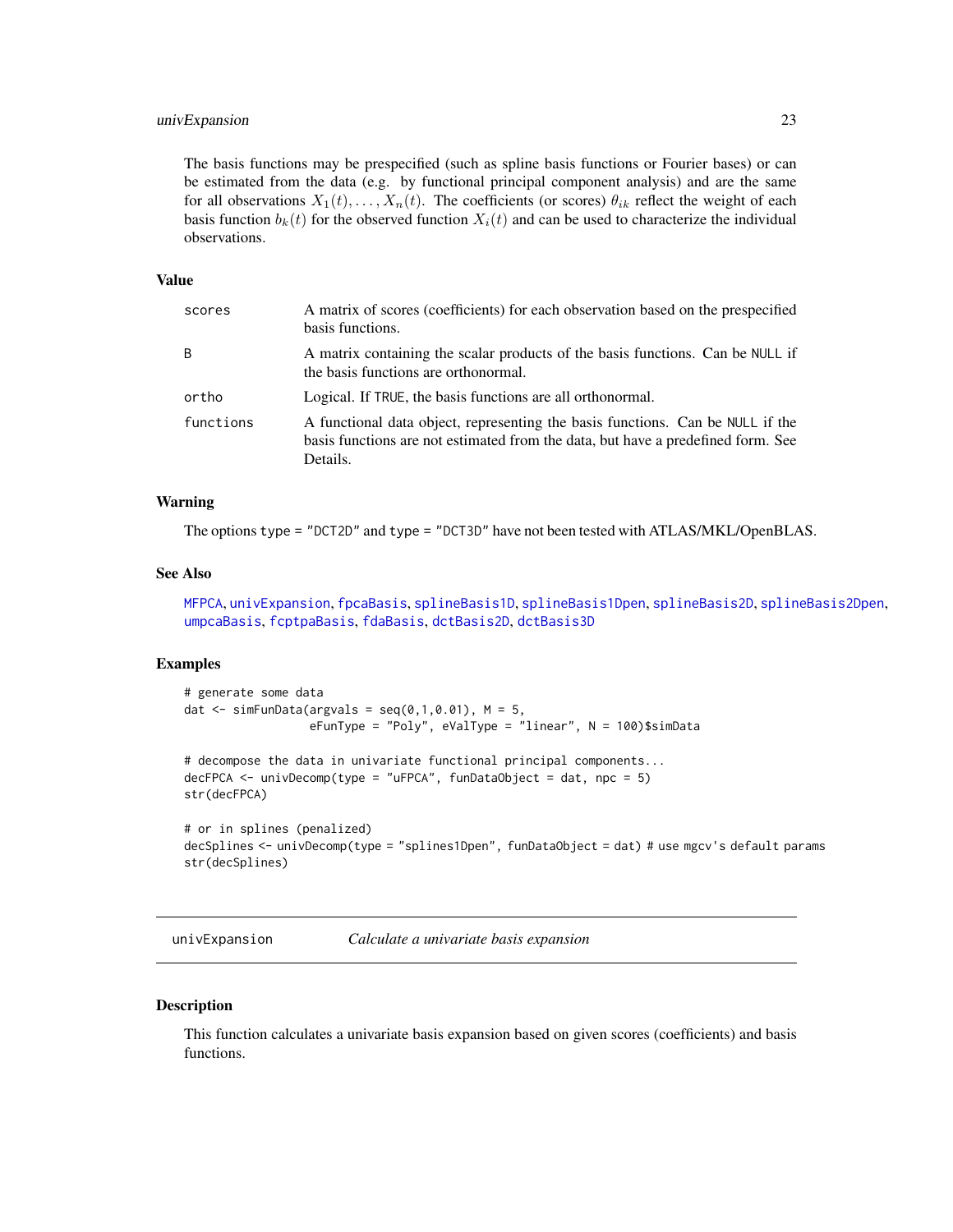The basis functions may be prespecified (such as spline basis functions or Fourier bases) or can be estimated from the data (e.g. by functional principal component analysis) and are the same for all observations $X_1(t), \ldots, X_n(t)$. The coefficients (or scores) $\theta_{ik}$ reflect the weight of each basis function $b_k(t)$ for the observed function $X_i(t)$ and can be used to characterize the individual observations.

## Value

| | |
|---|---|
| scores | A matrix of scores (coefficients) for each observation based on the prespecified basis functions. |
| B | A matrix containing the scalar products of the basis functions. Can be NULL if the basis functions are orthonormal. |
| ortho | Logical. If TRUE, the basis functions are all orthonormal. |
| functions | A functional data object, representing the basis functions. Can be NULL if the basis functions are not estimated from the data, but have a predefined form. See Details. |

## Warning

The options type = "DCT2D" and type = "DCT3D" have not been tested with ATLAS/MKL/OpenBLAS.

## See Also

MFPCA, univExpansion, fpcaBasis, splineBasis1D, splineBasis1Dpen, splineBasis2D, splineBasis2Dpen, umpcaBasis, fcptpaBasis, fdaBasis, dctBasis2D, dctBasis3D

## Examples

```
# generate some data
dat <- simFunData(argvals = seq(0,1,0.01), M = 5,
                  eFunType = "Poly", eValType = "linear", N = 100)$simData

# decompose the data in univariate functional principal components...
decFPCA <- univDecomp(type = "uFPCA", funDataObject = dat, npc = 5)
str(decFPCA)

# or in splines (penalized)
decSplines <- univDecomp(type = "splines1Dpen", funDataObject = dat) # use mgcv's default params
str(decSplines)
```

---

# univExpansion *Calculate a univariate basis expansion*

## Description

This function calculates a univariate basis expansion based on given scores (coefficients) and basis functions.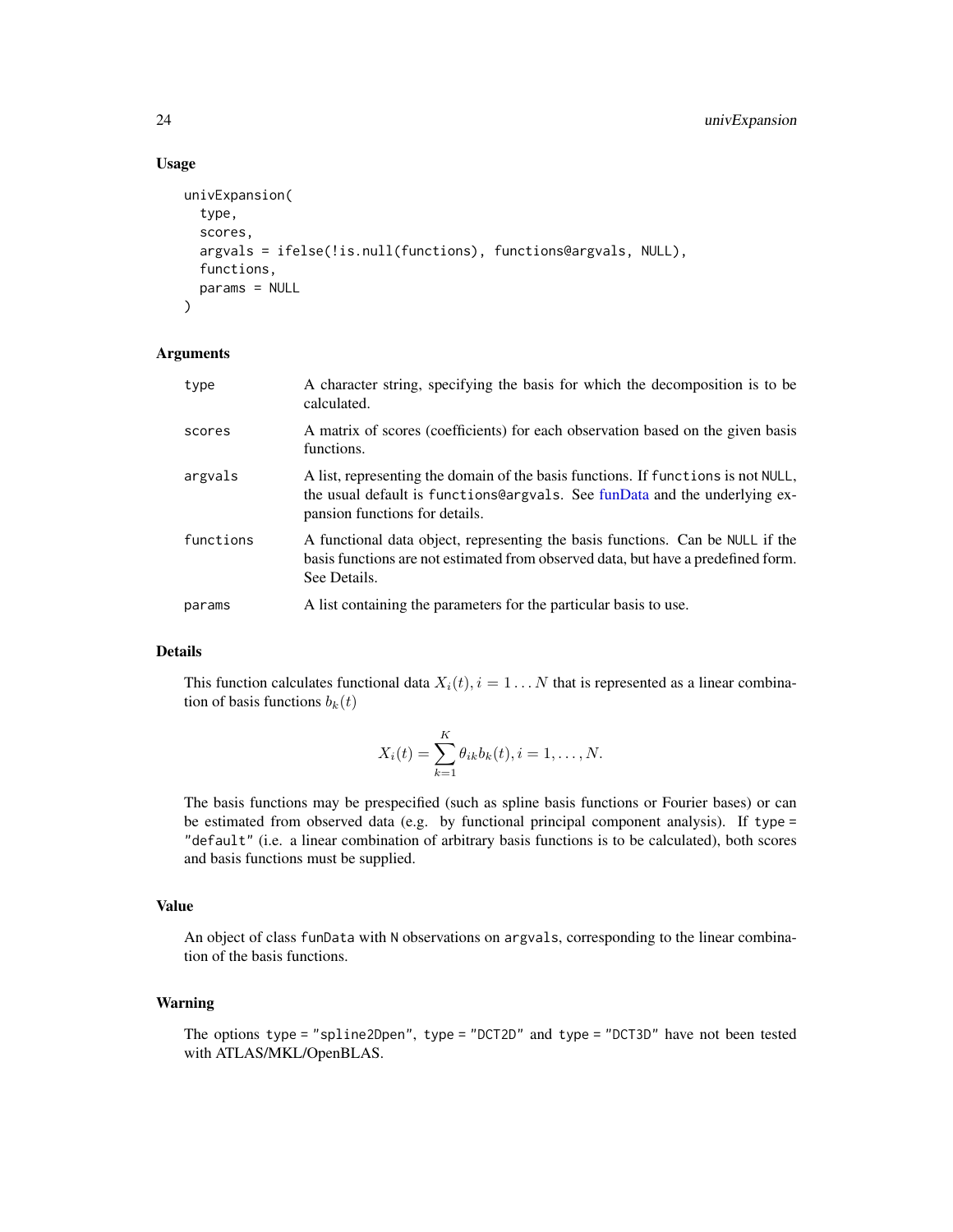### Usage

```
univExpansion(
  type,
  scores,
  argvals = ifelse(!is.null(functions), functions@argvals, NULL),
  functions,
  params = NULL
)
```

### Arguments

| | |
|---|---|
| type | A character string, specifying the basis for which the decomposition is to be calculated. |
| scores | A matrix of scores (coefficients) for each observation based on the given basis functions. |
| argvals | A list, representing the domain of the basis functions. If functions is not NULL, the usual default is functions@argvals. See funData and the underlying expansion functions for details. |
| functions | A functional data object, representing the basis functions. Can be NULL if the basis functions are not estimated from observed data, but have a predefined form. See Details. |
| params | A list containing the parameters for the particular basis to use. |

### Details

This function calculates functional data $X_i(t), i = 1 \ldots N$ that is represented as a linear combination of basis functions $b_k(t)$

$$X_i(t) = \sum_{k=1}^{K} \theta_{ik} b_k(t), i = 1, \ldots, N.$$

The basis functions may be prespecified (such as spline basis functions or Fourier bases) or can be estimated from observed data (e.g. by functional principal component analysis). If type = "default" (i.e. a linear combination of arbitrary basis functions is to be calculated), both scores and basis functions must be supplied.

### Value

An object of class funData with N observations on argvals, corresponding to the linear combination of the basis functions.

### Warning

The options type = "spline2Dpen", type = "DCT2D" and type = "DCT3D" have not been tested with ATLAS/MKL/OpenBLAS.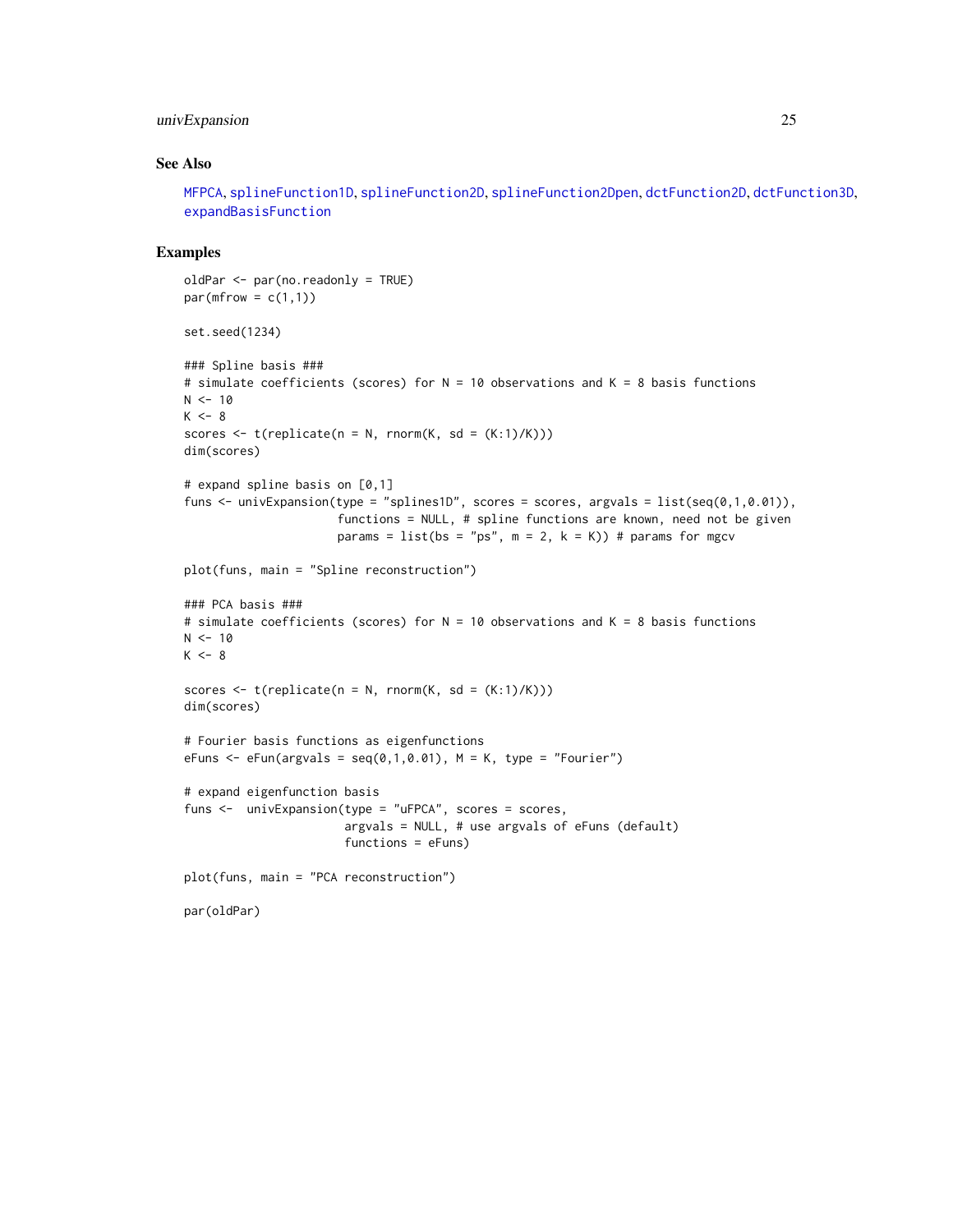## See Also

MFPCA, splineFunction1D, splineFunction2D, splineFunction2Dpen, dctFunction2D, dctFunction3D, expandBasisFunction

## Examples

```
oldPar <- par(no.readonly = TRUE)
par(mfrow = c(1,1))

set.seed(1234)

### Spline basis ###
# simulate coefficients (scores) for N = 10 observations and K = 8 basis functions
N <- 10
K <- 8
scores <- t(replicate(n = N, rnorm(K, sd = (K:1)/K)))
dim(scores)

# expand spline basis on [0,1]
funs <- univExpansion(type = "splines1D", scores = scores, argvals = list(seq(0,1,0.01)),
                      functions = NULL, # spline functions are known, need not be given
                      params = list(bs = "ps", m = 2, k = K)) # params for mgcv

plot(funs, main = "Spline reconstruction")

### PCA basis ###
# simulate coefficients (scores) for N = 10 observations and K = 8 basis functions
N <- 10
K <- 8

scores <- t(replicate(n = N, rnorm(K, sd = (K:1)/K)))
dim(scores)

# Fourier basis functions as eigenfunctions
eFuns <- eFun(argvals = seq(0,1,0.01), M = K, type = "Fourier")

# expand eigenfunction basis
funs <-  univExpansion(type = "uFPCA", scores = scores,
                       argvals = NULL, # use argvals of eFuns (default)
                       functions = eFuns)

plot(funs, main = "PCA reconstruction")

par(oldPar)
```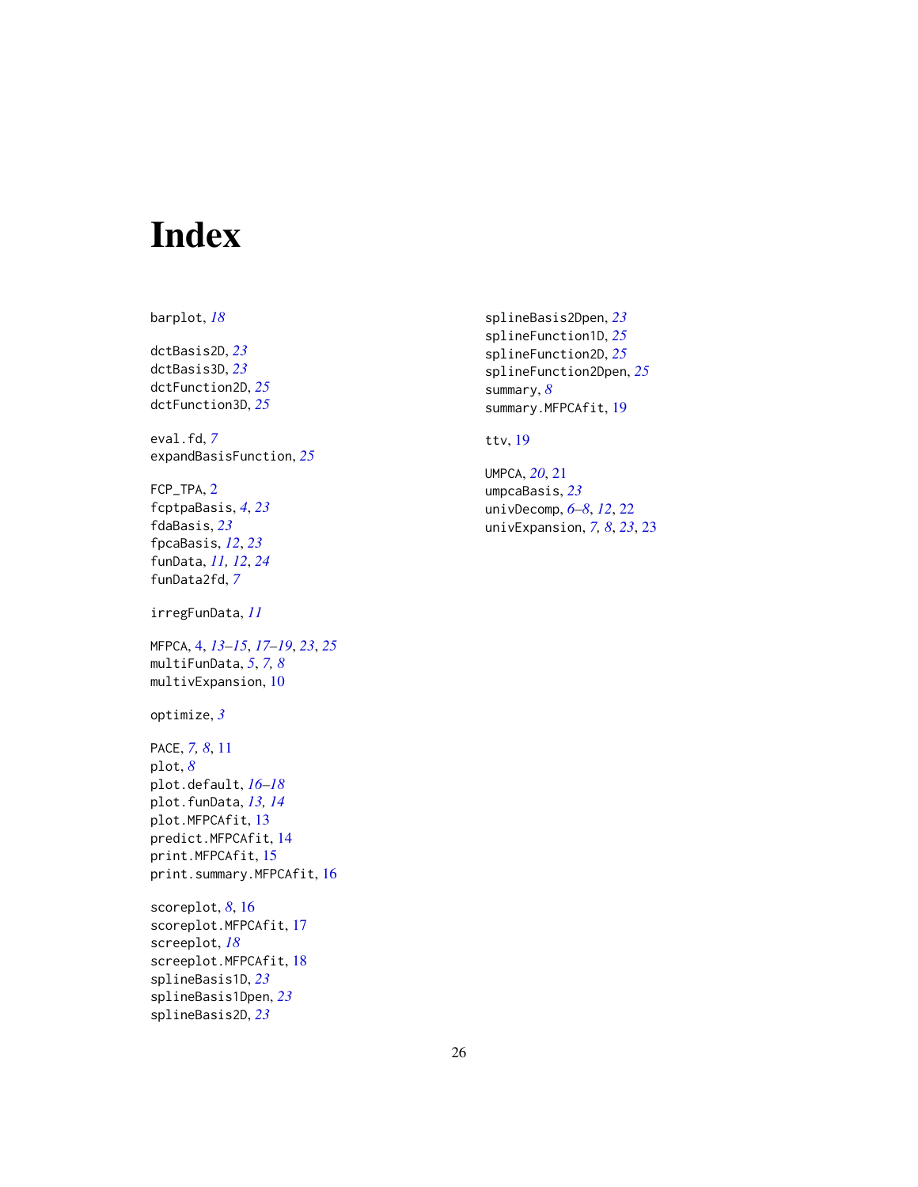# Index

barplot, *18*

dctBasis2D, *23*
dctBasis3D, *23*
dctFunction2D, *25*
dctFunction3D, *25*

eval.fd, *7*
expandBasisFunction, *25*

FCP_TPA, 2
fcptpaBasis, *4*, *23*
fdaBasis, *23*
fpcaBasis, *12*, *23*
funData, *11, 12*, *24*
funData2fd, *7*

irregFunData, *11*

MFPCA, 4, *13–15*, *17–19*, *23*, *25*
multiFunData, *5*, *7, 8*
multivExpansion, 10

optimize, *3*

PACE, *7, 8*, 11
plot, *8*
plot.default, *16–18*
plot.funData, *13, 14*
plot.MFPCAfit, 13
predict.MFPCAfit, 14
print.MFPCAfit, 15
print.summary.MFPCAfit, 16

scoreplot, *8*, 16
scoreplot.MFPCAfit, 17
screeplot, *18*
screeplot.MFPCAfit, 18
splineBasis1D, *23*
splineBasis1Dpen, *23*
splineBasis2D, *23*
splineBasis2Dpen, *23*
splineFunction1D, *25*
splineFunction2D, *25*
splineFunction2Dpen, *25*
summary, *8*
summary.MFPCAfit, 19

ttv, 19

UMPCA, *20*, 21
umpcaBasis, *23*
univDecomp, *6–8*, *12*, 22
univExpansion, *7, 8*, *23*, 23